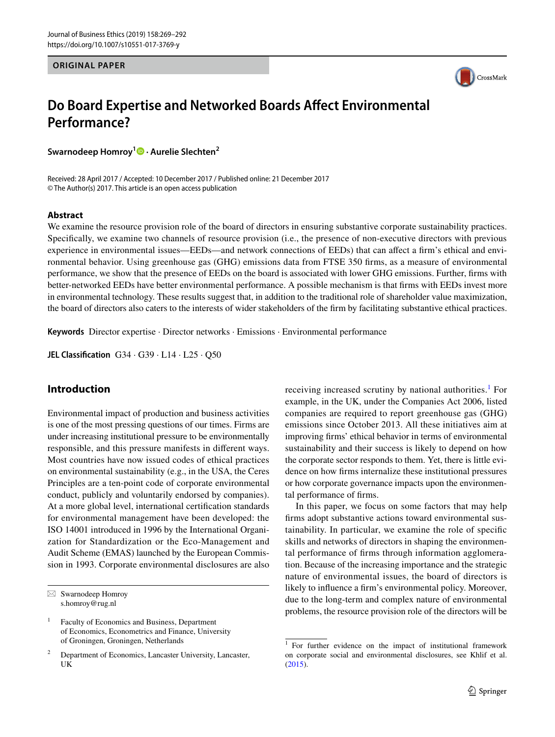ORIGINAL PAPER

# Do Board Expertise and Networked Boards Affect Environmental Performance?

**Swarnodeep Homroy[1] · Aurelie Slechten[2]**

Received: 28 April 2017 / Accepted: 10 December 2017 / Published online: 21 December 2017
© The Author(s) 2017. This article is an open access publication

## Abstract

We examine the resource provision role of the board of directors in ensuring substantive corporate sustainability practices. Specifically, we examine two channels of resource provision (i.e., the presence of non-executive directors with previous experience in environmental issues—EEDs—and network connections of EEDs) that can affect a firm's ethical and environmental behavior. Using greenhouse gas (GHG) emissions data from FTSE 350 firms, as a measure of environmental performance, we show that the presence of EEDs on the board is associated with lower GHG emissions. Further, firms with better-networked EEDs have better environmental performance. A possible mechanism is that firms with EEDs invest more in environmental technology. These results suggest that, in addition to the traditional role of shareholder value maximization, the board of directors also caters to the interests of wider stakeholders of the firm by facilitating substantive ethical practices.

**Keywords** Director expertise · Director networks · Emissions · Environmental performance

**JEL Classification** G34 · G39 · L14 · L25 · Q50

## Introduction

Environmental impact of production and business activities is one of the most pressing questions of our times. Firms are under increasing institutional pressure to be environmentally responsible, and this pressure manifests in different ways. Most countries have now issued codes of ethical practices on environmental sustainability (e.g., in the USA, the Ceres Principles are a ten-point code of corporate environmental conduct, publicly and voluntarily endorsed by companies). At a more global level, international certification standards for environmental management have been developed: the ISO 14001 introduced in 1996 by the International Organization for Standardization or the Eco-Management and Audit Scheme (EMAS) launched by the European Commission in 1993. Corporate environmental disclosures are also receiving increased scrutiny by national authorities.[1] For example, in the UK, under the Companies Act 2006, listed companies are required to report greenhouse gas (GHG) emissions since October 2013. All these initiatives aim at improving firms' ethical behavior in terms of environmental sustainability and their success is likely to depend on how the corporate sector responds to them. Yet, there is little evidence on how firms internalize these institutional pressures or how corporate governance impacts upon the environmental performance of firms.

In this paper, we focus on some factors that may help firms adopt substantive actions toward environmental sustainability. In particular, we examine the role of specific skills and networks of directors in shaping the environmental performance of firms through information agglomeration. Because of the increasing importance and the strategic nature of environmental issues, the board of directors is likely to influence a firm's environmental policy. Moreover, due to the long-term and complex nature of environmental problems, the resource provision role of the directors will be

✉ Swarnodeep Homroy
s.homroy@rug.nl

[1] Faculty of Economics and Business, Department of Economics, Econometrics and Finance, University of Groningen, Groningen, Netherlands

[2] Department of Economics, Lancaster University, Lancaster, UK

[1] For further evidence on the impact of institutional framework on corporate social and environmental disclosures, see Khlif et al. (2015).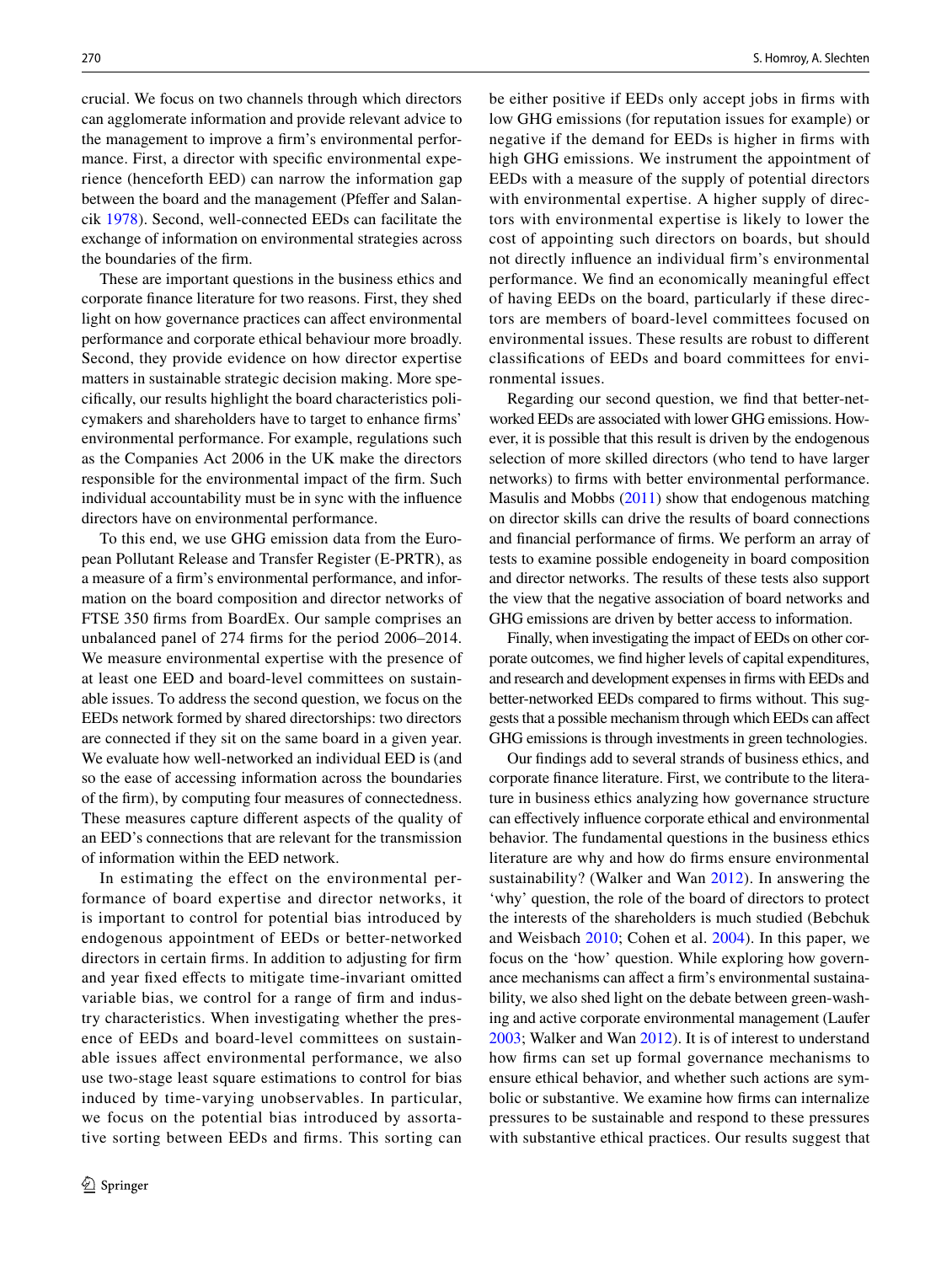crucial. We focus on two channels through which directors can agglomerate information and provide relevant advice to the management to improve a firm's environmental performance. First, a director with specific environmental experience (henceforth EED) can narrow the information gap between the board and the management (Pfeffer and Salancik 1978). Second, well-connected EEDs can facilitate the exchange of information on environmental strategies across the boundaries of the firm.

These are important questions in the business ethics and corporate finance literature for two reasons. First, they shed light on how governance practices can affect environmental performance and corporate ethical behaviour more broadly. Second, they provide evidence on how director expertise matters in sustainable strategic decision making. More specifically, our results highlight the board characteristics policymakers and shareholders have to target to enhance firms' environmental performance. For example, regulations such as the Companies Act 2006 in the UK make the directors responsible for the environmental impact of the firm. Such individual accountability must be in sync with the influence directors have on environmental performance.

To this end, we use GHG emission data from the European Pollutant Release and Transfer Register (E-PRTR), as a measure of a firm's environmental performance, and information on the board composition and director networks of FTSE 350 firms from BoardEx. Our sample comprises an unbalanced panel of 274 firms for the period 2006–2014. We measure environmental expertise with the presence of at least one EED and board-level committees on sustainable issues. To address the second question, we focus on the EEDs network formed by shared directorships: two directors are connected if they sit on the same board in a given year. We evaluate how well-networked an individual EED is (and so the ease of accessing information across the boundaries of the firm), by computing four measures of connectedness. These measures capture different aspects of the quality of an EED's connections that are relevant for the transmission of information within the EED network.

In estimating the effect on the environmental performance of board expertise and director networks, it is important to control for potential bias introduced by endogenous appointment of EEDs or better-networked directors in certain firms. In addition to adjusting for firm and year fixed effects to mitigate time-invariant omitted variable bias, we control for a range of firm and industry characteristics. When investigating whether the presence of EEDs and board-level committees on sustainable issues affect environmental performance, we also use two-stage least square estimations to control for bias induced by time-varying unobservables. In particular, we focus on the potential bias introduced by assortative sorting between EEDs and firms. This sorting can be either positive if EEDs only accept jobs in firms with low GHG emissions (for reputation issues for example) or negative if the demand for EEDs is higher in firms with high GHG emissions. We instrument the appointment of EEDs with a measure of the supply of potential directors with environmental expertise. A higher supply of directors with environmental expertise is likely to lower the cost of appointing such directors on boards, but should not directly influence an individual firm's environmental performance. We find an economically meaningful effect of having EEDs on the board, particularly if these directors are members of board-level committees focused on environmental issues. These results are robust to different classifications of EEDs and board committees for environmental issues.

Regarding our second question, we find that better-networked EEDs are associated with lower GHG emissions. However, it is possible that this result is driven by the endogenous selection of more skilled directors (who tend to have larger networks) to firms with better environmental performance. Masulis and Mobbs (2011) show that endogenous matching on director skills can drive the results of board connections and financial performance of firms. We perform an array of tests to examine possible endogeneity in board composition and director networks. The results of these tests also support the view that the negative association of board networks and GHG emissions are driven by better access to information.

Finally, when investigating the impact of EEDs on other corporate outcomes, we find higher levels of capital expenditures, and research and development expenses in firms with EEDs and better-networked EEDs compared to firms without. This suggests that a possible mechanism through which EEDs can affect GHG emissions is through investments in green technologies.

Our findings add to several strands of business ethics, and corporate finance literature. First, we contribute to the literature in business ethics analyzing how governance structure can effectively influence corporate ethical and environmental behavior. The fundamental questions in the business ethics literature are why and how do firms ensure environmental sustainability? (Walker and Wan 2012). In answering the 'why' question, the role of the board of directors to protect the interests of the shareholders is much studied (Bebchuk and Weisbach 2010; Cohen et al. 2004). In this paper, we focus on the 'how' question. While exploring how governance mechanisms can affect a firm's environmental sustainability, we also shed light on the debate between green-washing and active corporate environmental management (Laufer 2003; Walker and Wan 2012). It is of interest to understand how firms can set up formal governance mechanisms to ensure ethical behavior, and whether such actions are symbolic or substantive. We examine how firms can internalize pressures to be sustainable and respond to these pressures with substantive ethical practices. Our results suggest that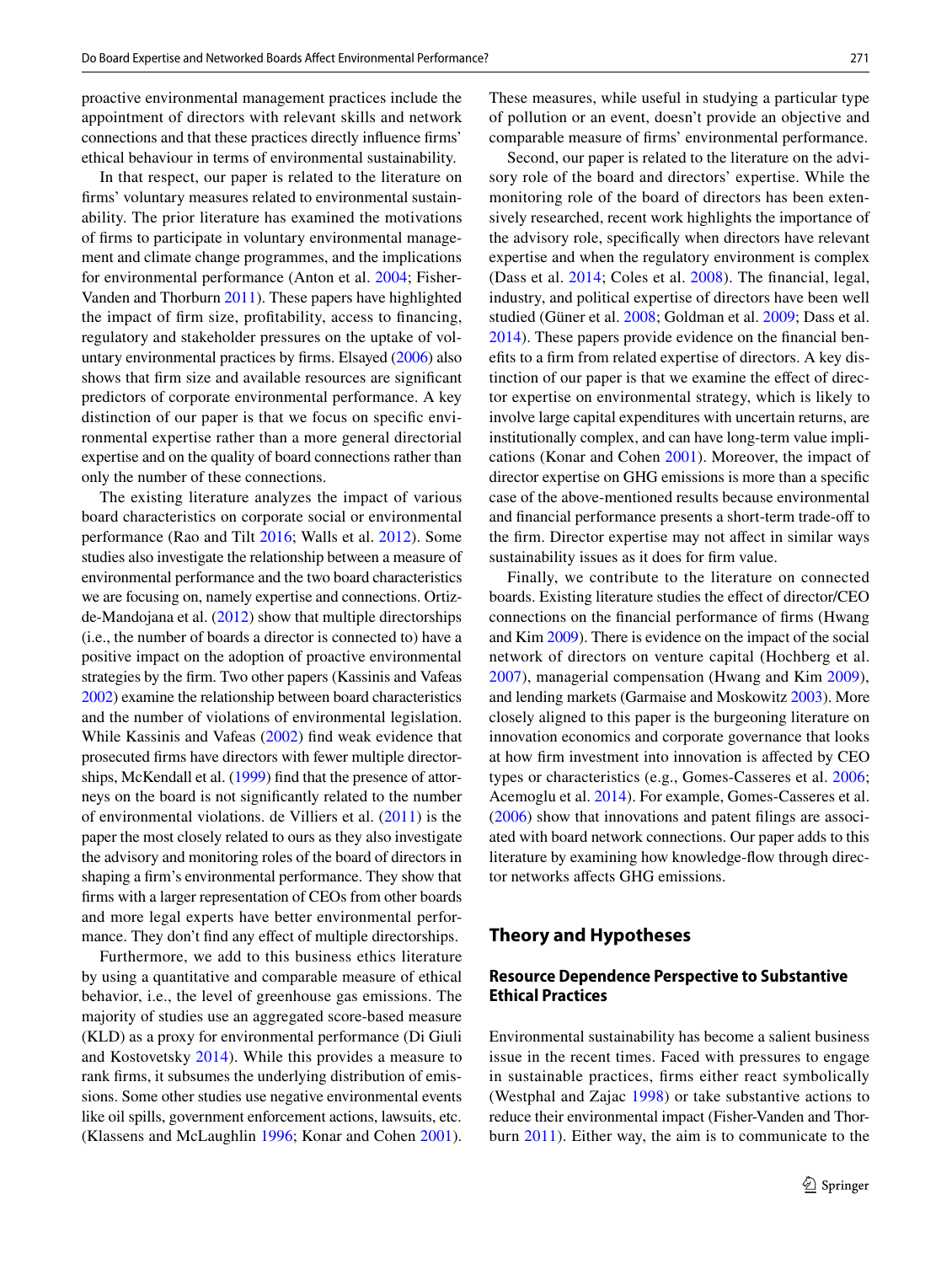proactive environmental management practices include the appointment of directors with relevant skills and network connections and that these practices directly influence firms' ethical behaviour in terms of environmental sustainability.

In that respect, our paper is related to the literature on firms' voluntary measures related to environmental sustainability. The prior literature has examined the motivations of firms to participate in voluntary environmental management and climate change programmes, and the implications for environmental performance (Anton et al. 2004; Fisher-Vanden and Thorburn 2011). These papers have highlighted the impact of firm size, profitability, access to financing, regulatory and stakeholder pressures on the uptake of voluntary environmental practices by firms. Elsayed (2006) also shows that firm size and available resources are significant predictors of corporate environmental performance. A key distinction of our paper is that we focus on specific environmental expertise rather than a more general directorial expertise and on the quality of board connections rather than only the number of these connections.

The existing literature analyzes the impact of various board characteristics on corporate social or environmental performance (Rao and Tilt 2016; Walls et al. 2012). Some studies also investigate the relationship between a measure of environmental performance and the two board characteristics we are focusing on, namely expertise and connections. Ortiz-de-Mandojana et al. (2012) show that multiple directorships (i.e., the number of boards a director is connected to) have a positive impact on the adoption of proactive environmental strategies by the firm. Two other papers (Kassinis and Vafeas 2002) examine the relationship between board characteristics and the number of violations of environmental legislation. While Kassinis and Vafeas (2002) find weak evidence that prosecuted firms have directors with fewer multiple directorships, McKendall et al. (1999) find that the presence of attorneys on the board is not significantly related to the number of environmental violations. de Villiers et al. (2011) is the paper the most closely related to ours as they also investigate the advisory and monitoring roles of the board of directors in shaping a firm's environmental performance. They show that firms with a larger representation of CEOs from other boards and more legal experts have better environmental performance. They don't find any effect of multiple directorships.

Furthermore, we add to this business ethics literature by using a quantitative and comparable measure of ethical behavior, i.e., the level of greenhouse gas emissions. The majority of studies use an aggregated score-based measure (KLD) as a proxy for environmental performance (Di Giuli and Kostovetsky 2014). While this provides a measure to rank firms, it subsumes the underlying distribution of emissions. Some other studies use negative environmental events like oil spills, government enforcement actions, lawsuits, etc. (Klassens and McLaughlin 1996; Konar and Cohen 2001). These measures, while useful in studying a particular type of pollution or an event, doesn't provide an objective and comparable measure of firms' environmental performance.

Second, our paper is related to the literature on the advisory role of the board and directors' expertise. While the monitoring role of the board of directors has been extensively researched, recent work highlights the importance of the advisory role, specifically when directors have relevant expertise and when the regulatory environment is complex (Dass et al. 2014; Coles et al. 2008). The financial, legal, industry, and political expertise of directors have been well studied (Güner et al. 2008; Goldman et al. 2009; Dass et al. 2014). These papers provide evidence on the financial benefits to a firm from related expertise of directors. A key distinction of our paper is that we examine the effect of director expertise on environmental strategy, which is likely to involve large capital expenditures with uncertain returns, are institutionally complex, and can have long-term value implications (Konar and Cohen 2001). Moreover, the impact of director expertise on GHG emissions is more than a specific case of the above-mentioned results because environmental and financial performance presents a short-term trade-off to the firm. Director expertise may not affect in similar ways sustainability issues as it does for firm value.

Finally, we contribute to the literature on connected boards. Existing literature studies the effect of director/CEO connections on the financial performance of firms (Hwang and Kim 2009). There is evidence on the impact of the social network of directors on venture capital (Hochberg et al. 2007), managerial compensation (Hwang and Kim 2009), and lending markets (Garmaise and Moskowitz 2003). More closely aligned to this paper is the burgeoning literature on innovation economics and corporate governance that looks at how firm investment into innovation is affected by CEO types or characteristics (e.g., Gomes-Casseres et al. 2006; Acemoglu et al. 2014). For example, Gomes-Casseres et al. (2006) show that innovations and patent filings are associated with board network connections. Our paper adds to this literature by examining how knowledge-flow through director networks affects GHG emissions.

## Theory and Hypotheses

### Resource Dependence Perspective to Substantive Ethical Practices

Environmental sustainability has become a salient business issue in the recent times. Faced with pressures to engage in sustainable practices, firms either react symbolically (Westphal and Zajac 1998) or take substantive actions to reduce their environmental impact (Fisher-Vanden and Thorburn 2011). Either way, the aim is to communicate to the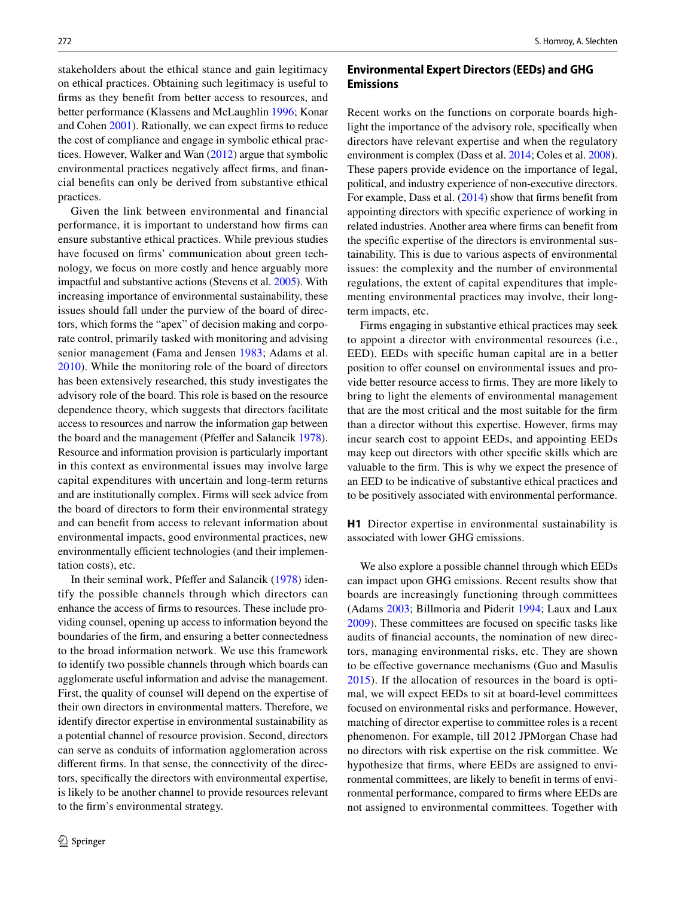stakeholders about the ethical stance and gain legitimacy on ethical practices. Obtaining such legitimacy is useful to firms as they benefit from better access to resources, and better performance (Klassens and McLaughlin 1996; Konar and Cohen 2001). Rationally, we can expect firms to reduce the cost of compliance and engage in symbolic ethical practices. However, Walker and Wan (2012) argue that symbolic environmental practices negatively affect firms, and financial benefits can only be derived from substantive ethical practices.

Given the link between environmental and financial performance, it is important to understand how firms can ensure substantive ethical practices. While previous studies have focused on firms' communication about green technology, we focus on more costly and hence arguably more impactful and substantive actions (Stevens et al. 2005). With increasing importance of environmental sustainability, these issues should fall under the purview of the board of directors, which forms the "apex" of decision making and corporate control, primarily tasked with monitoring and advising senior management (Fama and Jensen 1983; Adams et al. 2010). While the monitoring role of the board of directors has been extensively researched, this study investigates the advisory role of the board. This role is based on the resource dependence theory, which suggests that directors facilitate access to resources and narrow the information gap between the board and the management (Pfeffer and Salancik 1978). Resource and information provision is particularly important in this context as environmental issues may involve large capital expenditures with uncertain and long-term returns and are institutionally complex. Firms will seek advice from the board of directors to form their environmental strategy and can benefit from access to relevant information about environmental impacts, good environmental practices, new environmentally efficient technologies (and their implementation costs), etc.

In their seminal work, Pfeffer and Salancik (1978) identify the possible channels through which directors can enhance the access of firms to resources. These include providing counsel, opening up access to information beyond the boundaries of the firm, and ensuring a better connectedness to the broad information network. We use this framework to identify two possible channels through which boards can agglomerate useful information and advise the management. First, the quality of counsel will depend on the expertise of their own directors in environmental matters. Therefore, we identify director expertise in environmental sustainability as a potential channel of resource provision. Second, directors can serve as conduits of information agglomeration across different firms. In that sense, the connectivity of the directors, specifically the directors with environmental expertise, is likely to be another channel to provide resources relevant to the firm's environmental strategy.

## Environmental Expert Directors (EEDs) and GHG Emissions

Recent works on the functions on corporate boards highlight the importance of the advisory role, specifically when directors have relevant expertise and when the regulatory environment is complex (Dass et al. 2014; Coles et al. 2008). These papers provide evidence on the importance of legal, political, and industry experience of non-executive directors. For example, Dass et al. (2014) show that firms benefit from appointing directors with specific experience of working in related industries. Another area where firms can benefit from the specific expertise of the directors is environmental sustainability. This is due to various aspects of environmental issues: the complexity and the number of environmental regulations, the extent of capital expenditures that implementing environmental practices may involve, their long-term impacts, etc.

Firms engaging in substantive ethical practices may seek to appoint a director with environmental resources (i.e., EED). EEDs with specific human capital are in a better position to offer counsel on environmental issues and provide better resource access to firms. They are more likely to bring to light the elements of environmental management that are the most critical and the most suitable for the firm than a director without this expertise. However, firms may incur search cost to appoint EEDs, and appointing EEDs may keep out directors with other specific skills which are valuable to the firm. This is why we expect the presence of an EED to be indicative of substantive ethical practices and to be positively associated with environmental performance.

**H1** Director expertise in environmental sustainability is associated with lower GHG emissions.

We also explore a possible channel through which EEDs can impact upon GHG emissions. Recent results show that boards are increasingly functioning through committees (Adams 2003; Billmoria and Piderit 1994; Laux and Laux 2009). These committees are focused on specific tasks like audits of financial accounts, the nomination of new directors, managing environmental risks, etc. They are shown to be effective governance mechanisms (Guo and Masulis 2015). If the allocation of resources in the board is optimal, we will expect EEDs to sit at board-level committees focused on environmental risks and performance. However, matching of director expertise to committee roles is a recent phenomenon. For example, till 2012 JPMorgan Chase had no directors with risk expertise on the risk committee. We hypothesize that firms, where EEDs are assigned to environmental committees, are likely to benefit in terms of environmental performance, compared to firms where EEDs are not assigned to environmental committees. Together with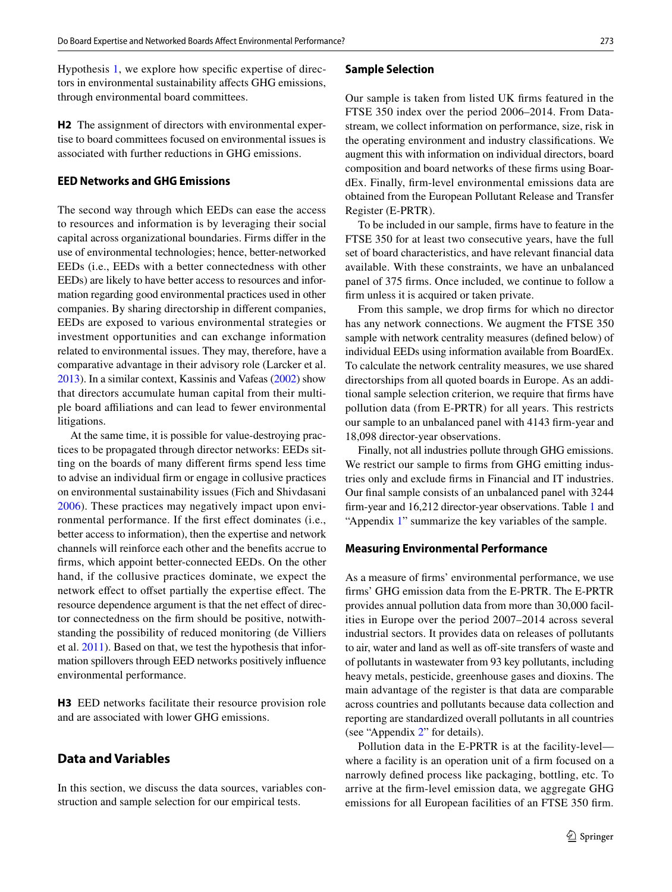Hypothesis 1, we explore how specific expertise of directors in environmental sustainability affects GHG emissions, through environmental board committees.

**H2** The assignment of directors with environmental expertise to board committees focused on environmental issues is associated with further reductions in GHG emissions.

### EED Networks and GHG Emissions

The second way through which EEDs can ease the access to resources and information is by leveraging their social capital across organizational boundaries. Firms differ in the use of environmental technologies; hence, better-networked EEDs (i.e., EEDs with a better connectedness with other EEDs) are likely to have better access to resources and information regarding good environmental practices used in other companies. By sharing directorship in different companies, EEDs are exposed to various environmental strategies or investment opportunities and can exchange information related to environmental issues. They may, therefore, have a comparative advantage in their advisory role (Larcker et al. 2013). In a similar context, Kassinis and Vafeas (2002) show that directors accumulate human capital from their multiple board affiliations and can lead to fewer environmental litigations.

At the same time, it is possible for value-destroying practices to be propagated through director networks: EEDs sitting on the boards of many different firms spend less time to advise an individual firm or engage in collusive practices on environmental sustainability issues (Fich and Shivdasani 2006). These practices may negatively impact upon environmental performance. If the first effect dominates (i.e., better access to information), then the expertise and network channels will reinforce each other and the benefits accrue to firms, which appoint better-connected EEDs. On the other hand, if the collusive practices dominate, we expect the network effect to offset partially the expertise effect. The resource dependence argument is that the net effect of director connectedness on the firm should be positive, notwithstanding the possibility of reduced monitoring (de Villiers et al. 2011). Based on that, we test the hypothesis that information spillovers through EED networks positively influence environmental performance.

**H3** EED networks facilitate their resource provision role and are associated with lower GHG emissions.

## Data and Variables

In this section, we discuss the data sources, variables construction and sample selection for our empirical tests.

### Sample Selection

Our sample is taken from listed UK firms featured in the FTSE 350 index over the period 2006–2014. From Datastream, we collect information on performance, size, risk in the operating environment and industry classifications. We augment this with information on individual directors, board composition and board networks of these firms using BoardEx. Finally, firm-level environmental emissions data are obtained from the European Pollutant Release and Transfer Register (E-PRTR).

To be included in our sample, firms have to feature in the FTSE 350 for at least two consecutive years, have the full set of board characteristics, and have relevant financial data available. With these constraints, we have an unbalanced panel of 375 firms. Once included, we continue to follow a firm unless it is acquired or taken private.

From this sample, we drop firms for which no director has any network connections. We augment the FTSE 350 sample with network centrality measures (defined below) of individual EEDs using information available from BoardEx. To calculate the network centrality measures, we use shared directorships from all quoted boards in Europe. As an additional sample selection criterion, we require that firms have pollution data (from E-PRTR) for all years. This restricts our sample to an unbalanced panel with 4143 firm-year and 18,098 director-year observations.

Finally, not all industries pollute through GHG emissions. We restrict our sample to firms from GHG emitting industries only and exclude firms in Financial and IT industries. Our final sample consists of an unbalanced panel with 3244 firm-year and 16,212 director-year observations. Table 1 and "Appendix 1" summarize the key variables of the sample.

### Measuring Environmental Performance

As a measure of firms' environmental performance, we use firms' GHG emission data from the E-PRTR. The E-PRTR provides annual pollution data from more than 30,000 facilities in Europe over the period 2007–2014 across several industrial sectors. It provides data on releases of pollutants to air, water and land as well as off-site transfers of waste and of pollutants in wastewater from 93 key pollutants, including heavy metals, pesticide, greenhouse gases and dioxins. The main advantage of the register is that data are comparable across countries and pollutants because data collection and reporting are standardized overall pollutants in all countries (see "Appendix 2" for details).

Pollution data in the E-PRTR is at the facility-level—where a facility is an operation unit of a firm focused on a narrowly defined process like packaging, bottling, etc. To arrive at the firm-level emission data, we aggregate GHG emissions for all European facilities of an FTSE 350 firm.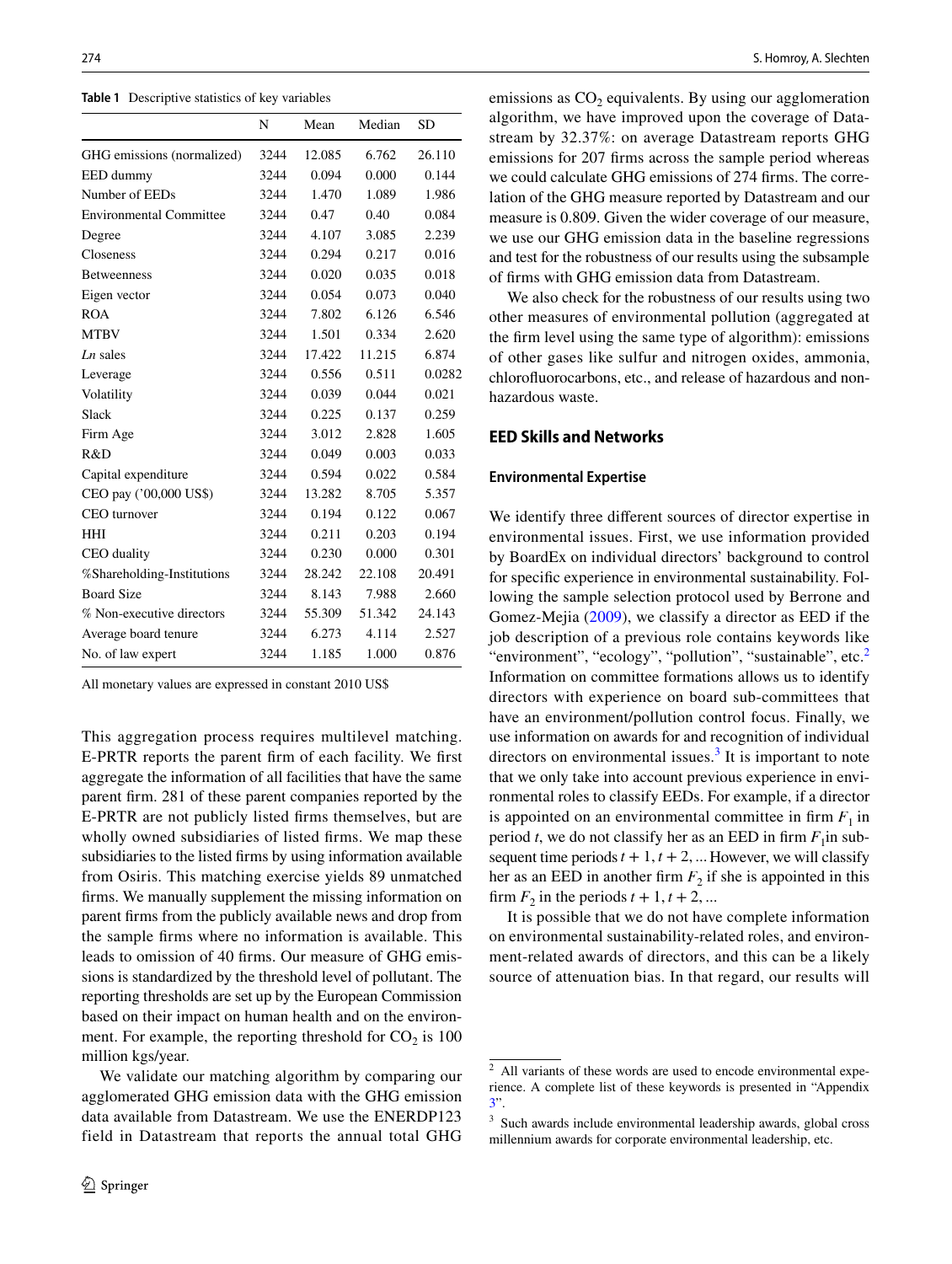**Table 1** Descriptive statistics of key variables

| | N | Mean | Median | SD |
|---|---|---|---|---|
| GHG emissions (normalized) | 3244 | 12.085 | 6.762 | 26.110 |
| EED dummy | 3244 | 0.094 | 0.000 | 0.144 |
| Number of EEDs | 3244 | 1.470 | 1.089 | 1.986 |
| Environmental Committee | 3244 | 0.47 | 0.40 | 0.084 |
| Degree | 3244 | 4.107 | 3.085 | 2.239 |
| Closeness | 3244 | 0.294 | 0.217 | 0.016 |
| Betweenness | 3244 | 0.020 | 0.035 | 0.018 |
| Eigen vector | 3244 | 0.054 | 0.073 | 0.040 |
| ROA | 3244 | 7.802 | 6.126 | 6.546 |
| MTBV | 3244 | 1.501 | 0.334 | 2.620 |
| *Ln* sales | 3244 | 17.422 | 11.215 | 6.874 |
| Leverage | 3244 | 0.556 | 0.511 | 0.0282 |
| Volatility | 3244 | 0.039 | 0.044 | 0.021 |
| Slack | 3244 | 0.225 | 0.137 | 0.259 |
| Firm Age | 3244 | 3.012 | 2.828 | 1.605 |
| R&D | 3244 | 0.049 | 0.003 | 0.033 |
| Capital expenditure | 3244 | 0.594 | 0.022 | 0.584 |
| CEO pay ('00,000 US$) | 3244 | 13.282 | 8.705 | 5.357 |
| CEO turnover | 3244 | 0.194 | 0.122 | 0.067 |
| HHI | 3244 | 0.211 | 0.203 | 0.194 |
| CEO duality | 3244 | 0.230 | 0.000 | 0.301 |
| %Shareholding-Institutions | 3244 | 28.242 | 22.108 | 20.491 |
| Board Size | 3244 | 8.143 | 7.988 | 2.660 |
| % Non-executive directors | 3244 | 55.309 | 51.342 | 24.143 |
| Average board tenure | 3244 | 6.273 | 4.114 | 2.527 |
| No. of law expert | 3244 | 1.185 | 1.000 | 0.876 |

All monetary values are expressed in constant 2010 US$

This aggregation process requires multilevel matching. E-PRTR reports the parent firm of each facility. We first aggregate the information of all facilities that have the same parent firm. 281 of these parent companies reported by the E-PRTR are not publicly listed firms themselves, but are wholly owned subsidiaries of listed firms. We map these subsidiaries to the listed firms by using information available from Osiris. This matching exercise yields 89 unmatched firms. We manually supplement the missing information on parent firms from the publicly available news and drop from the sample firms where no information is available. This leads to omission of 40 firms. Our measure of GHG emissions is standardized by the threshold level of pollutant. The reporting thresholds are set up by the European Commission based on their impact on human health and on the environment. For example, the reporting threshold for $CO_2$ is 100 million kgs/year.

We validate our matching algorithm by comparing our agglomerated GHG emission data with the GHG emission data available from Datastream. We use the ENERDP123 field in Datastream that reports the annual total GHG emissions as $CO_2$ equivalents. By using our agglomeration algorithm, we have improved upon the coverage of Datastream by 32.37%: on average Datastream reports GHG emissions for 207 firms across the sample period whereas we could calculate GHG emissions of 274 firms. The correlation of the GHG measure reported by Datastream and our measure is 0.809. Given the wider coverage of our measure, we use our GHG emission data in the baseline regressions and test for the robustness of our results using the subsample of firms with GHG emission data from Datastream.

We also check for the robustness of our results using two other measures of environmental pollution (aggregated at the firm level using the same type of algorithm): emissions of other gases like sulfur and nitrogen oxides, ammonia, chlorofluorocarbons, etc., and release of hazardous and non-hazardous waste.

## EED Skills and Networks

### Environmental Expertise

We identify three different sources of director expertise in environmental issues. First, we use information provided by BoardEx on individual directors' background to control for specific experience in environmental sustainability. Following the sample selection protocol used by Berrone and Gomez-Mejia (2009), we classify a director as EED if the job description of a previous role contains keywords like "environment", "ecology", "pollution", "sustainable", etc.[2] Information on committee formations allows us to identify directors with experience on board sub-committees that have an environment/pollution control focus. Finally, we use information on awards for and recognition of individual directors on environmental issues.[3] It is important to note that we only take into account previous experience in environmental roles to classify EEDs. For example, if a director is appointed on an environmental committee in firm $F_1$ in period $t$, we do not classify her as an EED in firm $F_1$ in subsequent time periods $t+1, t+2, \ldots$ However, we will classify her as an EED in another firm $F_2$ if she is appointed in this firm $F_2$ in the periods $t+1, t+2, \ldots$

It is possible that we do not have complete information on environmental sustainability-related roles, and environment-related awards of directors, and this can be a likely source of attenuation bias. In that regard, our results will

[2] All variants of these words are used to encode environmental experience. A complete list of these keywords is presented in "Appendix 3".

[3] Such awards include environmental leadership awards, global cross millennium awards for corporate environmental leadership, etc.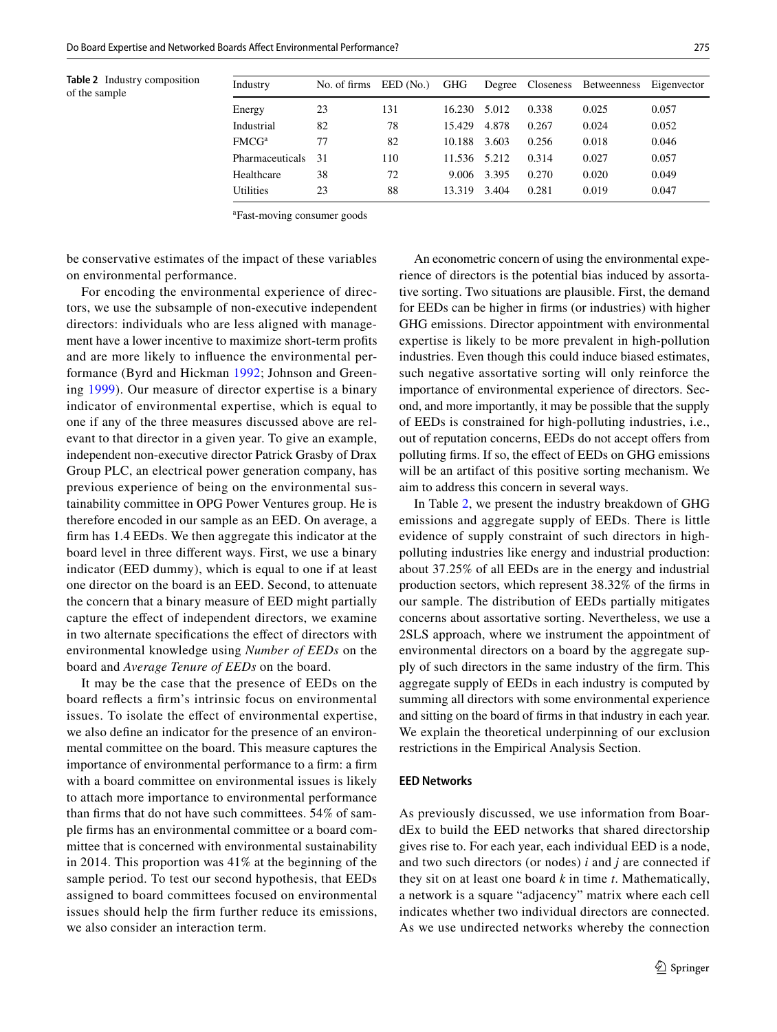**Table 2** Industry composition of the sample

| Industry | No. of firms | EED (No.) | GHG | Degree | Closeness | Betweenness | Eigenvector |
|---|---|---|---|---|---|---|---|
| Energy | 23 | 131 | 16.230 | 5.012 | 0.338 | 0.025 | 0.057 |
| Industrial | 82 | 78 | 15.429 | 4.878 | 0.267 | 0.024 | 0.052 |
| FMCG[a] | 77 | 82 | 10.188 | 3.603 | 0.256 | 0.018 | 0.046 |
| Pharmaceuticals | 31 | 110 | 11.536 | 5.212 | 0.314 | 0.027 | 0.057 |
| Healthcare | 38 | 72 | 9.006 | 3.395 | 0.270 | 0.020 | 0.049 |
| Utilities | 23 | 88 | 13.319 | 3.404 | 0.281 | 0.019 | 0.047 |

[a]Fast-moving consumer goods

be conservative estimates of the impact of these variables on environmental performance.

For encoding the environmental experience of directors, we use the subsample of non-executive independent directors: individuals who are less aligned with management have a lower incentive to maximize short-term profits and are more likely to influence the environmental performance (Byrd and Hickman 1992; Johnson and Greening 1999). Our measure of director expertise is a binary indicator of environmental expertise, which is equal to one if any of the three measures discussed above are relevant to that director in a given year. To give an example, independent non-executive director Patrick Grasby of Drax Group PLC, an electrical power generation company, has previous experience of being on the environmental sustainability committee in OPG Power Ventures group. He is therefore encoded in our sample as an EED. On average, a firm has 1.4 EEDs. We then aggregate this indicator at the board level in three different ways. First, we use a binary indicator (EED dummy), which is equal to one if at least one director on the board is an EED. Second, to attenuate the concern that a binary measure of EED might partially capture the effect of independent directors, we examine in two alternate specifications the effect of directors with environmental knowledge using *Number of EEDs* on the board and *Average Tenure of EEDs* on the board.

It may be the case that the presence of EEDs on the board reflects a firm's intrinsic focus on environmental issues. To isolate the effect of environmental expertise, we also define an indicator for the presence of an environmental committee on the board. This measure captures the importance of environmental performance to a firm: a firm with a board committee on environmental issues is likely to attach more importance to environmental performance than firms that do not have such committees. 54% of sample firms has an environmental committee or a board committee that is concerned with environmental sustainability in 2014. This proportion was 41% at the beginning of the sample period. To test our second hypothesis, that EEDs assigned to board committees focused on environmental issues should help the firm further reduce its emissions, we also consider an interaction term.

An econometric concern of using the environmental experience of directors is the potential bias induced by assortative sorting. Two situations are plausible. First, the demand for EEDs can be higher in firms (or industries) with higher GHG emissions. Director appointment with environmental expertise is likely to be more prevalent in high-pollution industries. Even though this could induce biased estimates, such negative assortative sorting will only reinforce the importance of environmental experience of directors. Second, and more importantly, it may be possible that the supply of EEDs is constrained for high-polluting industries, i.e., out of reputation concerns, EEDs do not accept offers from polluting firms. If so, the effect of EEDs on GHG emissions will be an artifact of this positive sorting mechanism. We aim to address this concern in several ways.

In Table 2, we present the industry breakdown of GHG emissions and aggregate supply of EEDs. There is little evidence of supply constraint of such directors in high-polluting industries like energy and industrial production: about 37.25% of all EEDs are in the energy and industrial production sectors, which represent 38.32% of the firms in our sample. The distribution of EEDs partially mitigates concerns about assortative sorting. Nevertheless, we use a 2SLS approach, where we instrument the appointment of environmental directors on a board by the aggregate supply of such directors in the same industry of the firm. This aggregate supply of EEDs in each industry is computed by summing all directors with some environmental experience and sitting on the board of firms in that industry in each year. We explain the theoretical underpinning of our exclusion restrictions in the Empirical Analysis Section.

### EED Networks

As previously discussed, we use information from BoardEx to build the EED networks that shared directorship gives rise to. For each year, each individual EED is a node, and two such directors (or nodes) $i$ and $j$ are connected if they sit on at least one board $k$ in time $t$. Mathematically, a network is a square "adjacency" matrix where each cell indicates whether two individual directors are connected. As we use undirected networks whereby the connection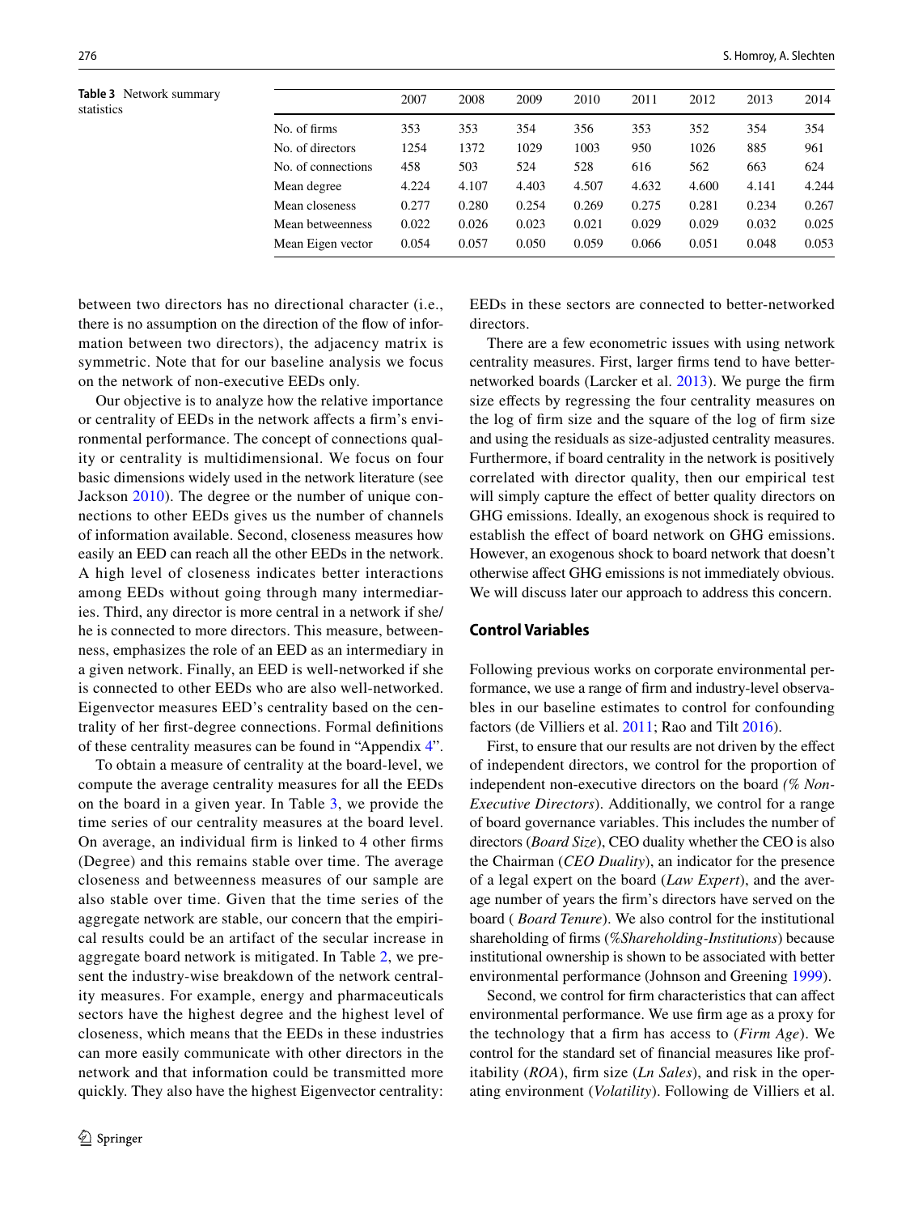**Table 3** Network summary statistics

| | 2007 | 2008 | 2009 | 2010 | 2011 | 2012 | 2013 | 2014 |
|---|---|---|---|---|---|---|---|---|
| No. of firms | 353 | 353 | 354 | 356 | 353 | 352 | 354 | 354 |
| No. of directors | 1254 | 1372 | 1029 | 1003 | 950 | 1026 | 885 | 961 |
| No. of connections | 458 | 503 | 524 | 528 | 616 | 562 | 663 | 624 |
| Mean degree | 4.224 | 4.107 | 4.403 | 4.507 | 4.632 | 4.600 | 4.141 | 4.244 |
| Mean closeness | 0.277 | 0.280 | 0.254 | 0.269 | 0.275 | 0.281 | 0.234 | 0.267 |
| Mean betweenness | 0.022 | 0.026 | 0.023 | 0.021 | 0.029 | 0.029 | 0.032 | 0.025 |
| Mean Eigen vector | 0.054 | 0.057 | 0.050 | 0.059 | 0.066 | 0.051 | 0.048 | 0.053 |

between two directors has no directional character (i.e., there is no assumption on the direction of the flow of information between two directors), the adjacency matrix is symmetric. Note that for our baseline analysis we focus on the network of non-executive EEDs only.

Our objective is to analyze how the relative importance or centrality of EEDs in the network affects a firm's environmental performance. The concept of connections quality or centrality is multidimensional. We focus on four basic dimensions widely used in the network literature (see Jackson 2010). The degree or the number of unique connections to other EEDs gives us the number of channels of information available. Second, closeness measures how easily an EED can reach all the other EEDs in the network. A high level of closeness indicates better interactions among EEDs without going through many intermediaries. Third, any director is more central in a network if she/he is connected to more directors. This measure, betweenness, emphasizes the role of an EED as an intermediary in a given network. Finally, an EED is well-networked if she is connected to other EEDs who are also well-networked. Eigenvector measures EED's centrality based on the centrality of her first-degree connections. Formal definitions of these centrality measures can be found in "Appendix 4".

To obtain a measure of centrality at the board-level, we compute the average centrality measures for all the EEDs on the board in a given year. In Table 3, we provide the time series of our centrality measures at the board level. On average, an individual firm is linked to 4 other firms (Degree) and this remains stable over time. The average closeness and betweenness measures of our sample are also stable over time. Given that the time series of the aggregate network are stable, our concern that the empirical results could be an artifact of the secular increase in aggregate board network is mitigated. In Table 2, we present the industry-wise breakdown of the network centrality measures. For example, energy and pharmaceuticals sectors have the highest degree and the highest level of closeness, which means that the EEDs in these industries can more easily communicate with other directors in the network and that information could be transmitted more quickly. They also have the highest Eigenvector centrality: EEDs in these sectors are connected to better-networked directors.

There are a few econometric issues with using network centrality measures. First, larger firms tend to have better-networked boards (Larcker et al. 2013). We purge the firm size effects by regressing the four centrality measures on the log of firm size and the square of the log of firm size and using the residuals as size-adjusted centrality measures. Furthermore, if board centrality in the network is positively correlated with director quality, then our empirical test will simply capture the effect of better quality directors on GHG emissions. Ideally, an exogenous shock is required to establish the effect of board network on GHG emissions. However, an exogenous shock to board network that doesn't otherwise affect GHG emissions is not immediately obvious. We will discuss later our approach to address this concern.

### Control Variables

Following previous works on corporate environmental performance, we use a range of firm and industry-level observables in our baseline estimates to control for confounding factors (de Villiers et al. 2011; Rao and Tilt 2016).

First, to ensure that our results are not driven by the effect of independent directors, we control for the proportion of independent non-executive directors on the board *(% Non-Executive Directors*). Additionally, we control for a range of board governance variables. This includes the number of directors (*Board Size*), CEO duality whether the CEO is also the Chairman (*CEO Duality*), an indicator for the presence of a legal expert on the board (*Law Expert*), and the average number of years the firm's directors have served on the board ( *Board Tenure*). We also control for the institutional shareholding of firms (*%Shareholding-Institutions*) because institutional ownership is shown to be associated with better environmental performance (Johnson and Greening 1999).

Second, we control for firm characteristics that can affect environmental performance. We use firm age as a proxy for the technology that a firm has access to (*Firm Age*). We control for the standard set of financial measures like profitability (*ROA*), firm size (*Ln Sales*), and risk in the operating environment (*Volatility*). Following de Villiers et al.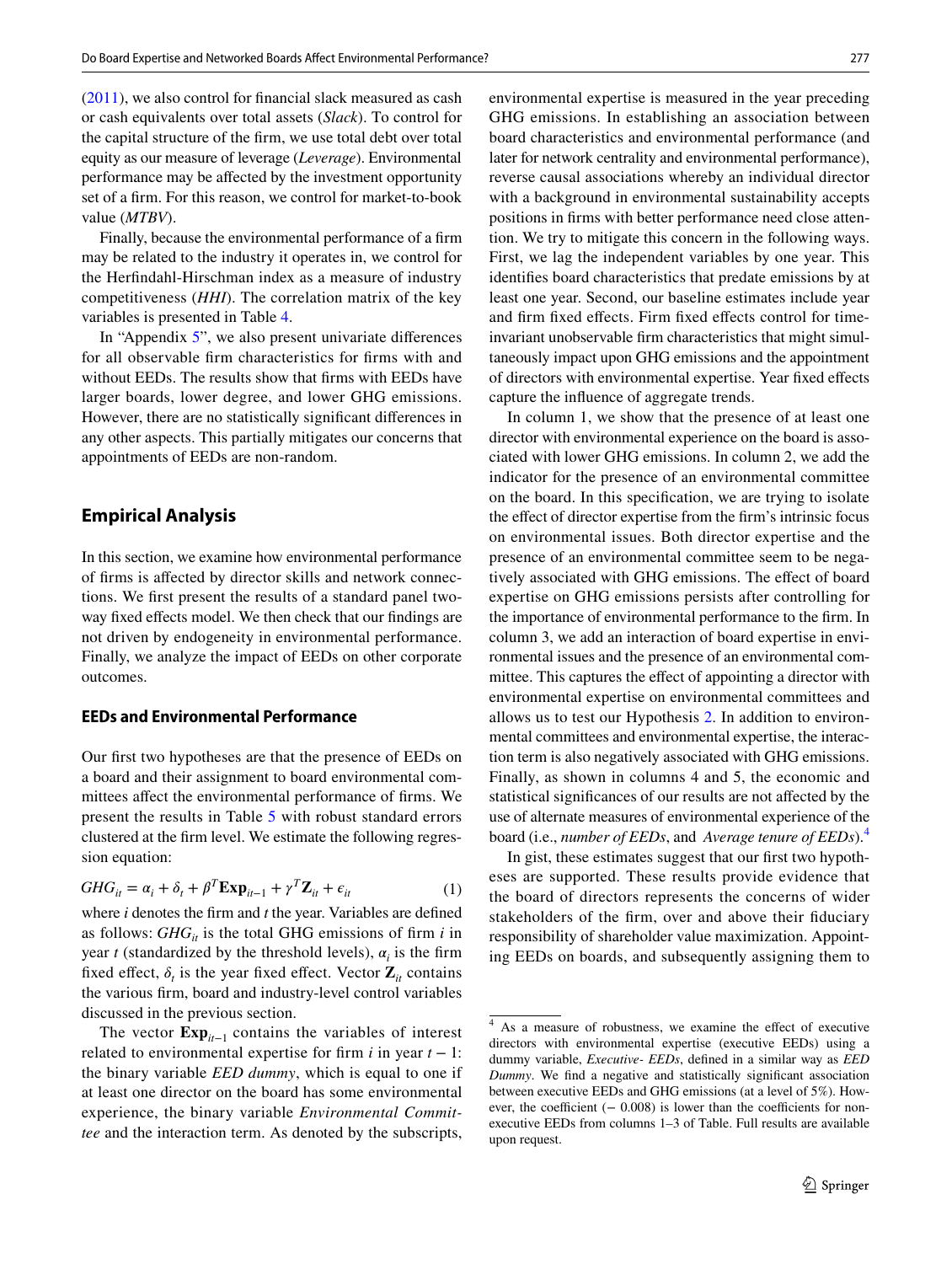(2011), we also control for financial slack measured as cash or cash equivalents over total assets (*Slack*). To control for the capital structure of the firm, we use total debt over total equity as our measure of leverage (*Leverage*). Environmental performance may be affected by the investment opportunity set of a firm. For this reason, we control for market-to-book value (*MTBV*).

Finally, because the environmental performance of a firm may be related to the industry it operates in, we control for the Herfindahl-Hirschman index as a measure of industry competitiveness (*HHI*). The correlation matrix of the key variables is presented in Table 4.

In "Appendix 5", we also present univariate differences for all observable firm characteristics for firms with and without EEDs. The results show that firms with EEDs have larger boards, lower degree, and lower GHG emissions. However, there are no statistically significant differences in any other aspects. This partially mitigates our concerns that appointments of EEDs are non-random.

## Empirical Analysis

In this section, we examine how environmental performance of firms is affected by director skills and network connections. We first present the results of a standard panel two-way fixed effects model. We then check that our findings are not driven by endogeneity in environmental performance. Finally, we analyze the impact of EEDs on other corporate outcomes.

### EEDs and Environmental Performance

Our first two hypotheses are that the presence of EEDs on a board and their assignment to board environmental committees affect the environmental performance of firms. We present the results in Table 5 with robust standard errors clustered at the firm level. We estimate the following regression equation:

$$GHG_{it} = \alpha_i + \delta_t + \beta^T \mathbf{Exp}_{it-1} + \gamma^T \mathbf{Z}_{it} + \epsilon_{it} \tag{1}$$

where $i$ denotes the firm and $t$ the year. Variables are defined as follows: $GHG_{it}$ is the total GHG emissions of firm $i$ in year $t$ (standardized by the threshold levels), $\alpha_i$ is the firm fixed effect, $\delta_t$ is the year fixed effect. Vector $\mathbf{Z}_{it}$ contains the various firm, board and industry-level control variables discussed in the previous section.

The vector $\mathbf{Exp}_{it-1}$ contains the variables of interest related to environmental expertise for firm $i$ in year $t-1$: the binary variable *EED dummy*, which is equal to one if at least one director on the board has some environmental experience, the binary variable *Environmental Committee* and the interaction term. As denoted by the subscripts, environmental expertise is measured in the year preceding GHG emissions. In establishing an association between board characteristics and environmental performance (and later for network centrality and environmental performance), reverse causal associations whereby an individual director with a background in environmental sustainability accepts positions in firms with better performance need close attention. We try to mitigate this concern in the following ways. First, we lag the independent variables by one year. This identifies board characteristics that predate emissions by at least one year. Second, our baseline estimates include year and firm fixed effects. Firm fixed effects control for time-invariant unobservable firm characteristics that might simultaneously impact upon GHG emissions and the appointment of directors with environmental expertise. Year fixed effects capture the influence of aggregate trends.

In column 1, we show that the presence of at least one director with environmental experience on the board is associated with lower GHG emissions. In column 2, we add the indicator for the presence of an environmental committee on the board. In this specification, we are trying to isolate the effect of director expertise from the firm's intrinsic focus on environmental issues. Both director expertise and the presence of an environmental committee seem to be negatively associated with GHG emissions. The effect of board expertise on GHG emissions persists after controlling for the importance of environmental performance to the firm. In column 3, we add an interaction of board expertise in environmental issues and the presence of an environmental committee. This captures the effect of appointing a director with environmental expertise on environmental committees and allows us to test our Hypothesis 2. In addition to environmental committees and environmental expertise, the interaction term is also negatively associated with GHG emissions. Finally, as shown in columns 4 and 5, the economic and statistical significances of our results are not affected by the use of alternate measures of environmental experience of the board (i.e., *number of EEDs*, and *Average tenure of EEDs*).[4]

In gist, these estimates suggest that our first two hypotheses are supported. These results provide evidence that the board of directors represents the concerns of wider stakeholders of the firm, over and above their fiduciary responsibility of shareholder value maximization. Appointing EEDs on boards, and subsequently assigning them to

[4] As a measure of robustness, we examine the effect of executive directors with environmental expertise (executive EEDs) using a dummy variable, *Executive- EEDs*, defined in a similar way as *EED Dummy*. We find a negative and statistically significant association between executive EEDs and GHG emissions (at a level of 5%). However, the coefficient (− 0.008) is lower than the coefficients for non-executive EEDs from columns 1–3 of Table. Full results are available upon request.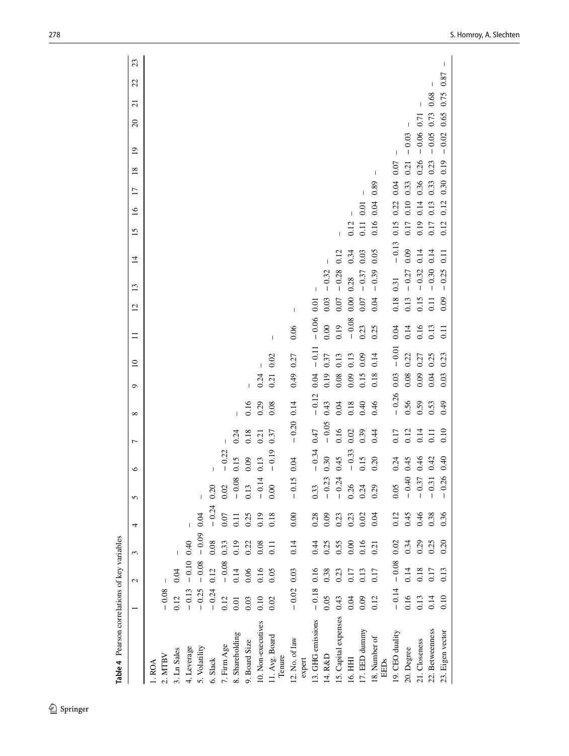**Table 4** Pearson correlations of key variables

| | 1 | 2 | 3 | 4 | 5 | 6 | 7 | 8 | 9 | 10 | 11 | 12 | 13 | 14 | 15 | 16 | 17 | 18 | 19 | 20 | 21 | 22 | 23 |
|---|---|---|---|---|---|---|---|---|---|---|---|---|---|---|---|---|---|---|---|---|---|---|---|
| 1. ROA | | | | | | | | | | | | | | | | | | | | | | | |
| 2. MTBV | − 0.08 | – | | | | | | | | | | | | | | | | | | | | | |
| 3. Ln Sales | 0.12 | 0.04 | – | | | | | | | | | | | | | | | | | | | | |
| 4. Leverage | − 0.13 | − 0.10 | 0.40 | – | | | | | | | | | | | | | | | | | | | |
| 5. Volatility | − 0.25 | − 0.08 | − 0.09 | 0.04 | – | | | | | | | | | | | | | | | | | | |
| 6. Slack | − 0.24 | 0.12 | 0.08 | − 0.24 | 0.20 | – | | | | | | | | | | | | | | | | | |
| 7. Firm Age | 0.12 | − 0.08 | 0.33 | 0.07 | 0.02 | − 0.22 | – | | | | | | | | | | | | | | | | |
| 8. Shareholding | 0.01 | 0.14 | 0.19 | 0.11 | − 0.08 | 0.15 | 0.24 | – | | | | | | | | | | | | | | | |
| 9. Board Size | 0.03 | 0.06 | 0.22 | 0.25 | 0.13 | 0.09 | 0.18 | 0.16 | – | | | | | | | | | | | | | | |
| 10. Non-executives | 0.10 | 0.16 | 0.08 | 0.19 | − 0.14 | 0.13 | 0.21 | 0.29 | 0.24 | – | | | | | | | | | | | | | |
| 11. Avg. Board Tenure | 0.02 | 0.05 | 0.11 | 0.18 | 0.00 | − 0.19 | 0.37 | 0.08 | 0.21 | 0.02 | – | | | | | | | | | | | | |
| 12. No. of law expert | − 0.02 | 0.03 | 0.14 | 0.00 | − 0.15 | 0.04 | − 0.20 | 0.14 | 0.49 | 0.27 | 0.06 | – | | | | | | | | | | | |
| 13. GHG emissions | − 0.18 | 0.16 | 0.44 | 0.28 | 0.33 | − 0.34 | 0.47 | − 0.12 | 0.04 | − 0.11 | − 0.06 | 0.01 | – | | | | | | | | | | |
| 14. R&D | 0.05 | 0.38 | 0.25 | 0.09 | − 0.23 | 0.30 | − 0.05 | 0.43 | 0.19 | 0.37 | 0.00 | 0.03 | − 0.32 | – | | | | | | | | | |
| 15. Capital expenses | 0.43 | 0.23 | 0.55 | 0.23 | − 0.24 | 0.45 | 0.16 | 0.04 | 0.08 | 0.13 | 0.19 | 0.07 | − 0.28 | 0.12 | – | | | | | | | | |
| 16. HHI | 0.04 | 0.17 | 0.00 | 0.23 | 0.26 | − 0.33 | 0.02 | 0.18 | 0.09 | 0.13 | − 0.08 | 0.00 | 0.28 | 0.34 | 0.12 | – | | | | | | | |
| 17. EED dummy | 0.09 | 0.13 | 0.16 | 0.02 | 0.24 | 0.15 | 0.39 | 0.40 | 0.15 | 0.09 | 0.23 | 0.07 | − 0.37 | 0.03 | 0.11 | 0.01 | – | | | | | | |
| 18. Number of EEDs | 0.12 | 0.17 | 0.21 | 0.04 | 0.29 | 0.20 | 0.44 | 0.46 | 0.18 | 0.14 | 0.25 | 0.04 | − 0.39 | 0.05 | 0.16 | 0.04 | 0.89 | – | | | | | |
| 19. CEO duality | − 0.14 | − 0.08 | 0.02 | 0.12 | 0.05 | 0.24 | 0.17 | − 0.26 | 0.03 | − 0.01 | 0.04 | 0.18 | 0.31 | − 0.13 | 0.15 | 0.22 | 0.04 | 0.07 | – | | | | |
| 20. Degree | 0.16 | 0.14 | 0.34 | 0.45 | − 0.40 | 0.45 | 0.12 | 0.56 | 0.08 | 0.22 | 0.14 | 0.13 | − 0.27 | 0.09 | 0.17 | 0.10 | 0.33 | 0.21 | − 0.03 | – | | | |
| 21. Closeness | 0.13 | 0.18 | 0.29 | 0.46 | − 0.37 | 0.46 | 0.14 | 0.59 | 0.09 | 0.27 | 0.16 | 0.15 | − 0.32 | 0.14 | 0.19 | 0.14 | 0.36 | 0.26 | − 0.06 | 0.71 | – | | |
| 22. Betweenness | 0.14 | 0.17 | 0.25 | 0.38 | − 0.31 | 0.42 | 0.11 | 0.53 | 0.04 | 0.25 | 0.13 | 0.11 | − 0.30 | 0.14 | 0.17 | 0.13 | 0.33 | 0.23 | − 0.05 | 0.73 | 0.68 | – | |
| 23. Eigen vector | 0.10 | 0.13 | 0.20 | 0.36 | − 0.26 | 0.40 | 0.10 | 0.49 | 0.03 | 0.23 | 0.11 | 0.09 | − 0.25 | 0.11 | 0.12 | 0.12 | 0.30 | 0.19 | − 0.02 | 0.65 | 0.75 | 0.87 | – |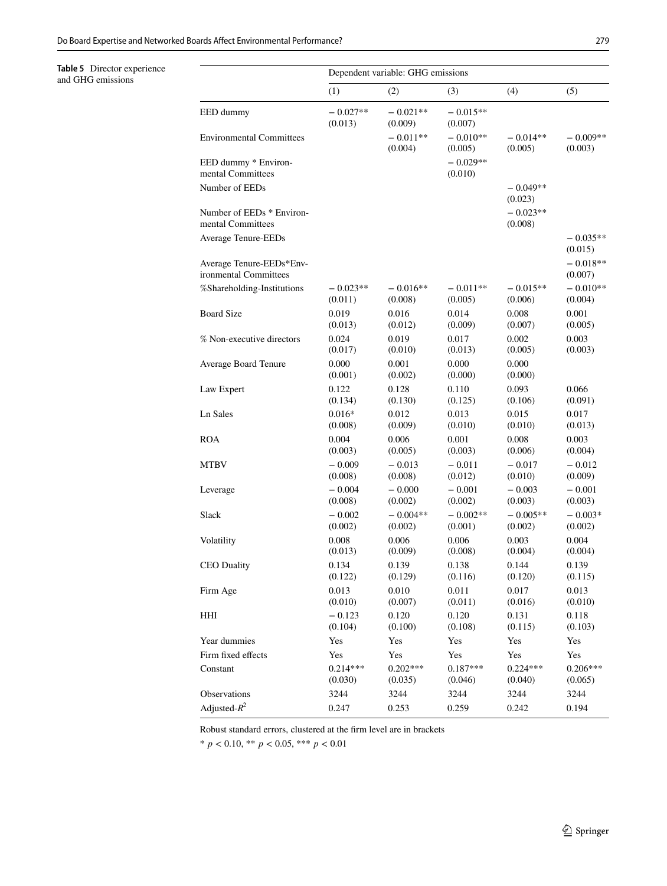**Table 5** Director experience and GHG emissions

| | Dependent variable: GHG emissions | | | | |
|---|---|---|---|---|---|
| | (1) | (2) | (3) | (4) | (5) |
| EED dummy | − 0.027** (0.013) | − 0.021** (0.009) | − 0.015** (0.007) | | |
| Environmental Committees | | − 0.011** (0.004) | − 0.010** (0.005) | − 0.014** (0.005) | − 0.009** (0.003) |
| EED dummy * Environmental Committees | | | − 0.029** (0.010) | | |
| Number of EEDs | | | | − 0.049** (0.023) | |
| Number of EEDs * Environmental Committees | | | | − 0.023** (0.008) | |
| Average Tenure-EEDs | | | | | − 0.035** (0.015) |
| Average Tenure-EEDs*Environmental Committees | | | | | − 0.018** (0.007) |
| %Shareholding-Institutions | − 0.023** (0.011) | − 0.016** (0.008) | − 0.011** (0.005) | − 0.015** (0.006) | − 0.010** (0.004) |
| Board Size | 0.019 (0.013) | 0.016 (0.012) | 0.014 (0.009) | 0.008 (0.007) | 0.001 (0.005) |
| % Non-executive directors | 0.024 (0.017) | 0.019 (0.010) | 0.017 (0.013) | 0.002 (0.005) | 0.003 (0.003) |
| Average Board Tenure | 0.000 (0.001) | 0.001 (0.002) | 0.000 (0.000) | 0.000 (0.000) | |
| Law Expert | 0.122 (0.134) | 0.128 (0.130) | 0.110 (0.125) | 0.093 (0.106) | 0.066 (0.091) |
| Ln Sales | 0.016* (0.008) | 0.012 (0.009) | 0.013 (0.010) | 0.015 (0.010) | 0.017 (0.013) |
| ROA | 0.004 (0.003) | 0.006 (0.005) | 0.001 (0.003) | 0.008 (0.006) | 0.003 (0.004) |
| MTBV | − 0.009 (0.008) | − 0.013 (0.008) | − 0.011 (0.012) | − 0.017 (0.010) | − 0.012 (0.009) |
| Leverage | − 0.004 (0.008) | − 0.000 (0.002) | − 0.001 (0.002) | − 0.003 (0.003) | − 0.001 (0.003) |
| Slack | − 0.002 (0.002) | − 0.004** (0.002) | − 0.002** (0.001) | − 0.005** (0.002) | − 0.003* (0.002) |
| Volatility | 0.008 (0.013) | 0.006 (0.009) | 0.006 (0.008) | 0.003 (0.004) | 0.004 (0.004) |
| CEO Duality | 0.134 (0.122) | 0.139 (0.129) | 0.138 (0.116) | 0.144 (0.120) | 0.139 (0.115) |
| Firm Age | 0.013 (0.010) | 0.010 (0.007) | 0.011 (0.011) | 0.017 (0.016) | 0.013 (0.010) |
| HHI | − 0.123 (0.104) | 0.120 (0.100) | 0.120 (0.108) | 0.131 (0.115) | 0.118 (0.103) |
| Year dummies | Yes | Yes | Yes | Yes | Yes |
| Firm fixed effects | Yes | Yes | Yes | Yes | Yes |
| Constant | 0.214*** (0.030) | 0.202*** (0.035) | 0.187*** (0.046) | 0.224*** (0.040) | 0.206*** (0.065) |
| Observations | 3244 | 3244 | 3244 | 3244 | 3244 |
| Adjusted-$R^2$ | 0.247 | 0.253 | 0.259 | 0.242 | 0.194 |

Robust standard errors, clustered at the firm level are in brackets

* $p < 0.10$, ** $p < 0.05$, *** $p < 0.01$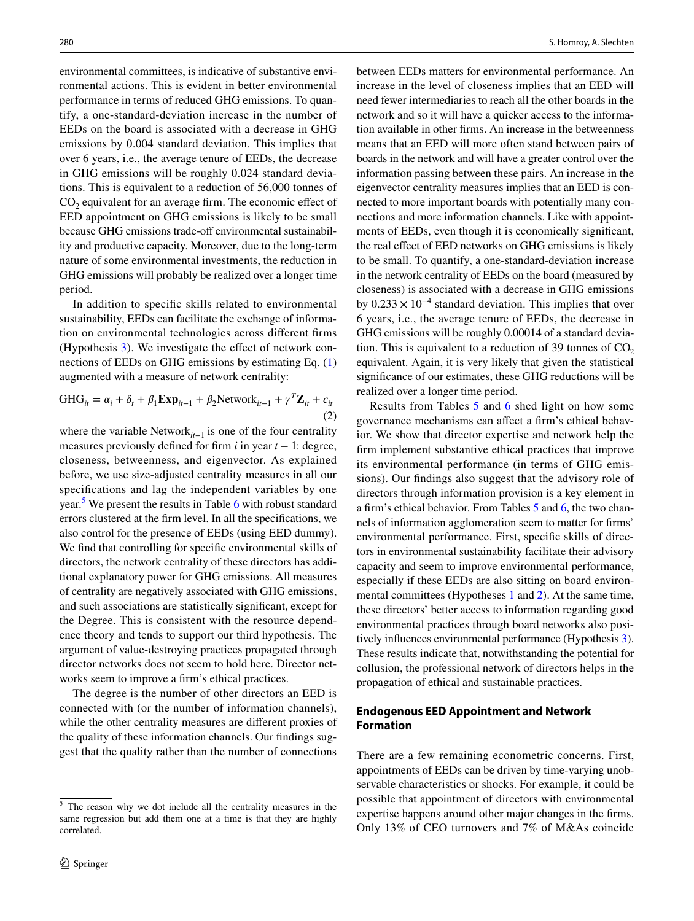environmental committees, is indicative of substantive environmental actions. This is evident in better environmental performance in terms of reduced GHG emissions. To quantify, a one-standard-deviation increase in the number of EEDs on the board is associated with a decrease in GHG emissions by 0.004 standard deviation. This implies that over 6 years, i.e., the average tenure of EEDs, the decrease in GHG emissions will be roughly 0.024 standard deviations. This is equivalent to a reduction of 56,000 tonnes of $CO_2$ equivalent for an average firm. The economic effect of EED appointment on GHG emissions is likely to be small because GHG emissions trade-off environmental sustainability and productive capacity. Moreover, due to the long-term nature of some environmental investments, the reduction in GHG emissions will probably be realized over a longer time period.

In addition to specific skills related to environmental sustainability, EEDs can facilitate the exchange of information on environmental technologies across different firms (Hypothesis 3). We investigate the effect of network connections of EEDs on GHG emissions by estimating Eq. (1) augmented with a measure of network centrality:

$$\text{GHG}_{it} = \alpha_i + \delta_t + \beta_1 \mathbf{Exp}_{it-1} + \beta_2 \text{Network}_{it-1} + \gamma^T \mathbf{Z}_{it} + \epsilon_{it} \tag{2}$$

where the variable $\text{Network}_{it-1}$ is one of the four centrality measures previously defined for firm $i$ in year $t-1$: degree, closeness, betweenness, and eigenvector. As explained before, we use size-adjusted centrality measures in all our specifications and lag the independent variables by one year.[5] We present the results in Table 6 with robust standard errors clustered at the firm level. In all the specifications, we also control for the presence of EEDs (using EED dummy). We find that controlling for specific environmental skills of directors, the network centrality of these directors has additional explanatory power for GHG emissions. All measures of centrality are negatively associated with GHG emissions, and such associations are statistically significant, except for the Degree. This is consistent with the resource dependence theory and tends to support our third hypothesis. The argument of value-destroying practices propagated through director networks does not seem to hold here. Director networks seem to improve a firm's ethical practices.

The degree is the number of other directors an EED is connected with (or the number of information channels), while the other centrality measures are different proxies of the quality of these information channels. Our findings suggest that the quality rather than the number of connections between EEDs matters for environmental performance. An increase in the level of closeness implies that an EED will need fewer intermediaries to reach all the other boards in the network and so it will have a quicker access to the information available in other firms. An increase in the betweenness means that an EED will more often stand between pairs of boards in the network and will have a greater control over the information passing between these pairs. An increase in the eigenvector centrality measures implies that an EED is connected to more important boards with potentially many connections and more information channels. Like with appointments of EEDs, even though it is economically significant, the real effect of EED networks on GHG emissions is likely to be small. To quantify, a one-standard-deviation increase in the network centrality of EEDs on the board (measured by closeness) is associated with a decrease in GHG emissions by $0.233 \times 10^{-4}$ standard deviation. This implies that over 6 years, i.e., the average tenure of EEDs, the decrease in GHG emissions will be roughly 0.00014 of a standard deviation. This is equivalent to a reduction of 39 tonnes of $CO_2$ equivalent. Again, it is very likely that given the statistical significance of our estimates, these GHG reductions will be realized over a longer time period.

Results from Tables 5 and 6 shed light on how some governance mechanisms can affect a firm's ethical behavior. We show that director expertise and network help the firm implement substantive ethical practices that improve its environmental performance (in terms of GHG emissions). Our findings also suggest that the advisory role of directors through information provision is a key element in a firm's ethical behavior. From Tables 5 and 6, the two channels of information agglomeration seem to matter for firms' environmental performance. First, specific skills of directors in environmental sustainability facilitate their advisory capacity and seem to improve environmental performance, especially if these EEDs are also sitting on board environmental committees (Hypotheses 1 and 2). At the same time, these directors' better access to information regarding good environmental practices through board networks also positively influences environmental performance (Hypothesis 3). These results indicate that, notwithstanding the potential for collusion, the professional network of directors helps in the propagation of ethical and sustainable practices.

## Endogenous EED Appointment and Network Formation

There are a few remaining econometric concerns. First, appointments of EEDs can be driven by time-varying unobservable characteristics or shocks. For example, it could be possible that appointment of directors with environmental expertise happens around other major changes in the firms. Only 13% of CEO turnovers and 7% of M&As coincide

[5] The reason why we dot include all the centrality measures in the same regression but add them one at a time is that they are highly correlated.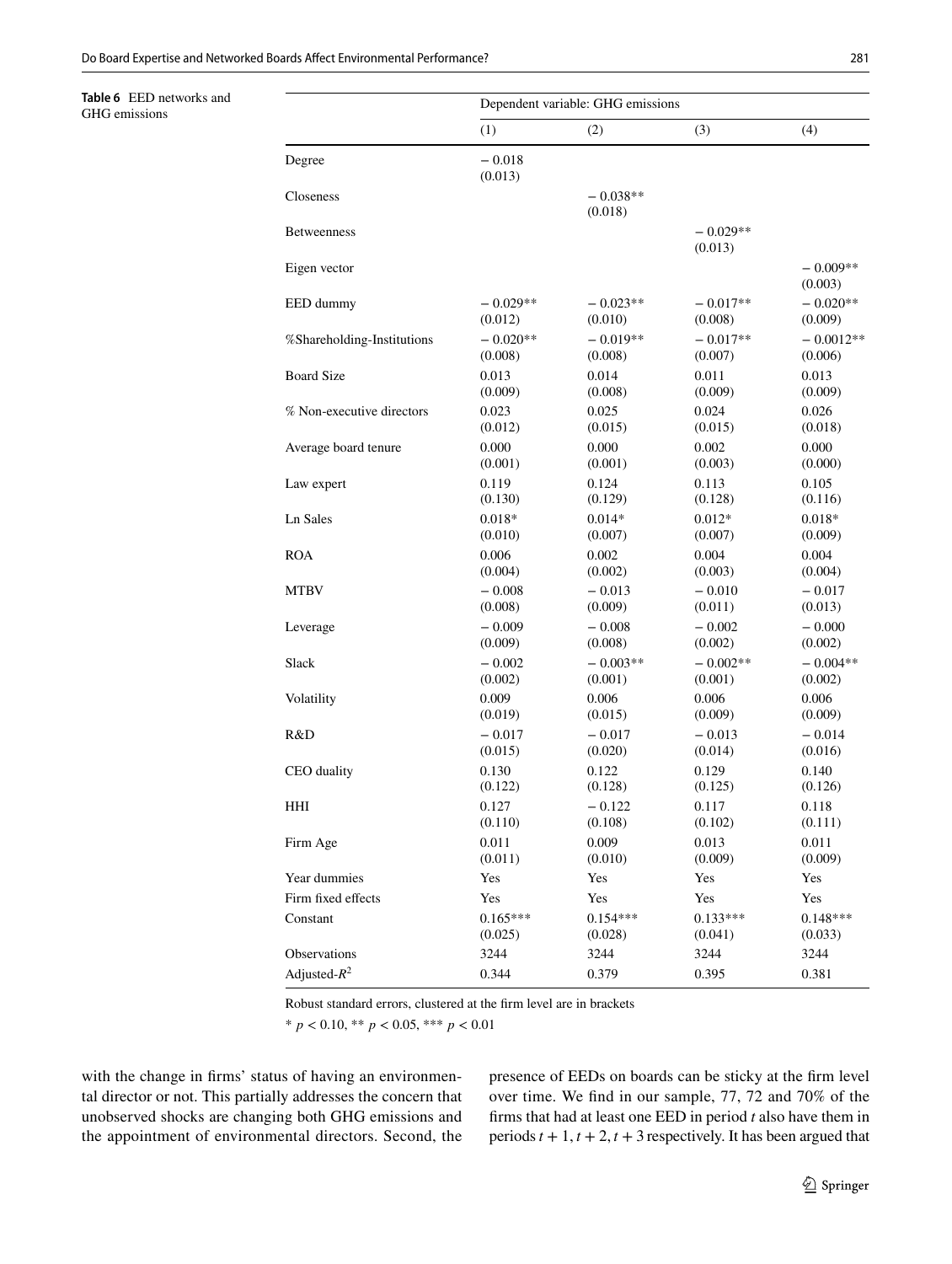**Table 6** EED networks and GHG emissions

| | Dependent variable: GHG emissions | | | |
|---|---|---|---|---|
| | (1) | (2) | (3) | (4) |
| Degree | − 0.018<br>(0.013) | | | |
| Closeness | | − 0.038**<br>(0.018) | | |
| Betweenness | | | − 0.029**<br>(0.013) | |
| Eigen vector | | | | − 0.009**<br>(0.003) |
| EED dummy | − 0.029**<br>(0.012) | − 0.023**<br>(0.010) | − 0.017**<br>(0.008) | − 0.020**<br>(0.009) |
| %Shareholding-Institutions | − 0.020**<br>(0.008) | − 0.019**<br>(0.008) | − 0.017**<br>(0.007) | − 0.0012**<br>(0.006) |
| Board Size | 0.013<br>(0.009) | 0.014<br>(0.008) | 0.011<br>(0.009) | 0.013<br>(0.009) |
| % Non-executive directors | 0.023<br>(0.012) | 0.025<br>(0.015) | 0.024<br>(0.015) | 0.026<br>(0.018) |
| Average board tenure | 0.000<br>(0.001) | 0.000<br>(0.001) | 0.002<br>(0.003) | 0.000<br>(0.000) |
| Law expert | 0.119<br>(0.130) | 0.124<br>(0.129) | 0.113<br>(0.128) | 0.105<br>(0.116) |
| Ln Sales | 0.018*<br>(0.010) | 0.014*<br>(0.007) | 0.012*<br>(0.007) | 0.018*<br>(0.009) |
| ROA | 0.006<br>(0.004) | 0.002<br>(0.002) | 0.004<br>(0.003) | 0.004<br>(0.004) |
| MTBV | − 0.008<br>(0.008) | − 0.013<br>(0.009) | − 0.010<br>(0.011) | − 0.017<br>(0.013) |
| Leverage | − 0.009<br>(0.009) | − 0.008<br>(0.008) | − 0.002<br>(0.002) | − 0.000<br>(0.002) |
| Slack | − 0.002<br>(0.002) | − 0.003**<br>(0.001) | − 0.002**<br>(0.001) | − 0.004**<br>(0.002) |
| Volatility | 0.009<br>(0.019) | 0.006<br>(0.015) | 0.006<br>(0.009) | 0.006<br>(0.009) |
| R&D | − 0.017<br>(0.015) | − 0.017<br>(0.020) | − 0.013<br>(0.014) | − 0.014<br>(0.016) |
| CEO duality | 0.130<br>(0.122) | 0.122<br>(0.128) | 0.129<br>(0.125) | 0.140<br>(0.126) |
| HHI | 0.127<br>(0.110) | − 0.122<br>(0.108) | 0.117<br>(0.102) | 0.118<br>(0.111) |
| Firm Age | 0.011<br>(0.011) | 0.009<br>(0.010) | 0.013<br>(0.009) | 0.011<br>(0.009) |
| Year dummies | Yes | Yes | Yes | Yes |
| Firm fixed effects | Yes | Yes | Yes | Yes |
| Constant | 0.165***<br>(0.025) | 0.154***<br>(0.028) | 0.133***<br>(0.041) | 0.148***<br>(0.033) |
| Observations | 3244 | 3244 | 3244 | 3244 |
| Adjusted-$R^2$ | 0.344 | 0.379 | 0.395 | 0.381 |

Robust standard errors, clustered at the firm level are in brackets

* $p < 0.10$, ** $p < 0.05$, *** $p < 0.01$

with the change in firms' status of having an environmental director or not. This partially addresses the concern that unobserved shocks are changing both GHG emissions and the appointment of environmental directors. Second, the presence of EEDs on boards can be sticky at the firm level over time. We find in our sample, 77, 72 and 70% of the firms that had at least one EED in period $t$ also have them in periods $t+1$, $t+2$, $t+3$ respectively. It has been argued that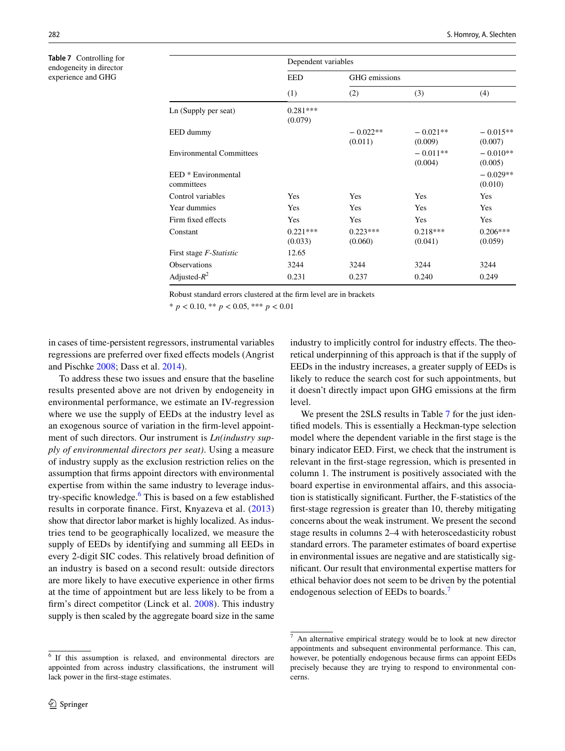**Table 7** Controlling for endogeneity in director experience and GHG

| | Dependent variables | | | |
|---|---|---|---|---|
| | EED | GHG emissions | | |
| | (1) | (2) | (3) | (4) |
| Ln (Supply per seat) | 0.281***<br>(0.079) | | | |
| EED dummy | | − 0.022**<br>(0.011) | − 0.021**<br>(0.009) | − 0.015**<br>(0.007) |
| Environmental Committees | | | − 0.011**<br>(0.004) | − 0.010**<br>(0.005) |
| EED * Environmental committees | | | | − 0.029**<br>(0.010) |
| Control variables | Yes | Yes | Yes | Yes |
| Year dummies | Yes | Yes | Yes | Yes |
| Firm fixed effects | Yes | Yes | Yes | Yes |
| Constant | 0.221***<br>(0.033) | 0.223***<br>(0.060) | 0.218***<br>(0.041) | 0.206***<br>(0.059) |
| First stage *F-Statistic* | 12.65 | | | |
| Observations | 3244 | 3244 | 3244 | 3244 |
| Adjusted-$R^2$ | 0.231 | 0.237 | 0.240 | 0.249 |

Robust standard errors clustered at the firm level are in brackets

* $p < 0.10$, ** $p < 0.05$, *** $p < 0.01$

in cases of time-persistent regressors, instrumental variables regressions are preferred over fixed effects models (Angrist and Pischke 2008; Dass et al. 2014).

To address these two issues and ensure that the baseline results presented above are not driven by endogeneity in environmental performance, we estimate an IV-regression where we use the supply of EEDs at the industry level as an exogenous source of variation in the firm-level appointment of such directors. Our instrument is *Ln(industry supply of environmental directors per seat)*. Using a measure of industry supply as the exclusion restriction relies on the assumption that firms appoint directors with environmental expertise from within the same industry to leverage industry-specific knowledge.[6] This is based on a few established results in corporate finance. First, Knyazeva et al. (2013) show that director labor market is highly localized. As industries tend to be geographically localized, we measure the supply of EEDs by identifying and summing all EEDs in every 2-digit SIC codes. This relatively broad definition of an industry is based on a second result: outside directors are more likely to have executive experience in other firms at the time of appointment but are less likely to be from a firm's direct competitor (Linck et al. 2008). This industry supply is then scaled by the aggregate board size in the same industry to implicitly control for industry effects. The theoretical underpinning of this approach is that if the supply of EEDs in the industry increases, a greater supply of EEDs is likely to reduce the search cost for such appointments, but it doesn't directly impact upon GHG emissions at the firm level.

We present the 2SLS results in Table 7 for the just identified models. This is essentially a Heckman-type selection model where the dependent variable in the first stage is the binary indicator EED. First, we check that the instrument is relevant in the first-stage regression, which is presented in column 1. The instrument is positively associated with the board expertise in environmental affairs, and this association is statistically significant. Further, the F-statistics of the first-stage regression is greater than 10, thereby mitigating concerns about the weak instrument. We present the second stage results in columns 2–4 with heteroscedasticity robust standard errors. The parameter estimates of board expertise in environmental issues are negative and are statistically significant. Our result that environmental expertise matters for ethical behavior does not seem to be driven by the potential endogenous selection of EEDs to boards.[7]

[6] If this assumption is relaxed, and environmental directors are appointed from across industry classifications, the instrument will lack power in the first-stage estimates.

[7] An alternative empirical strategy would be to look at new director appointments and subsequent environmental performance. This can, however, be potentially endogenous because firms can appoint EEDs precisely because they are trying to respond to environmental concerns.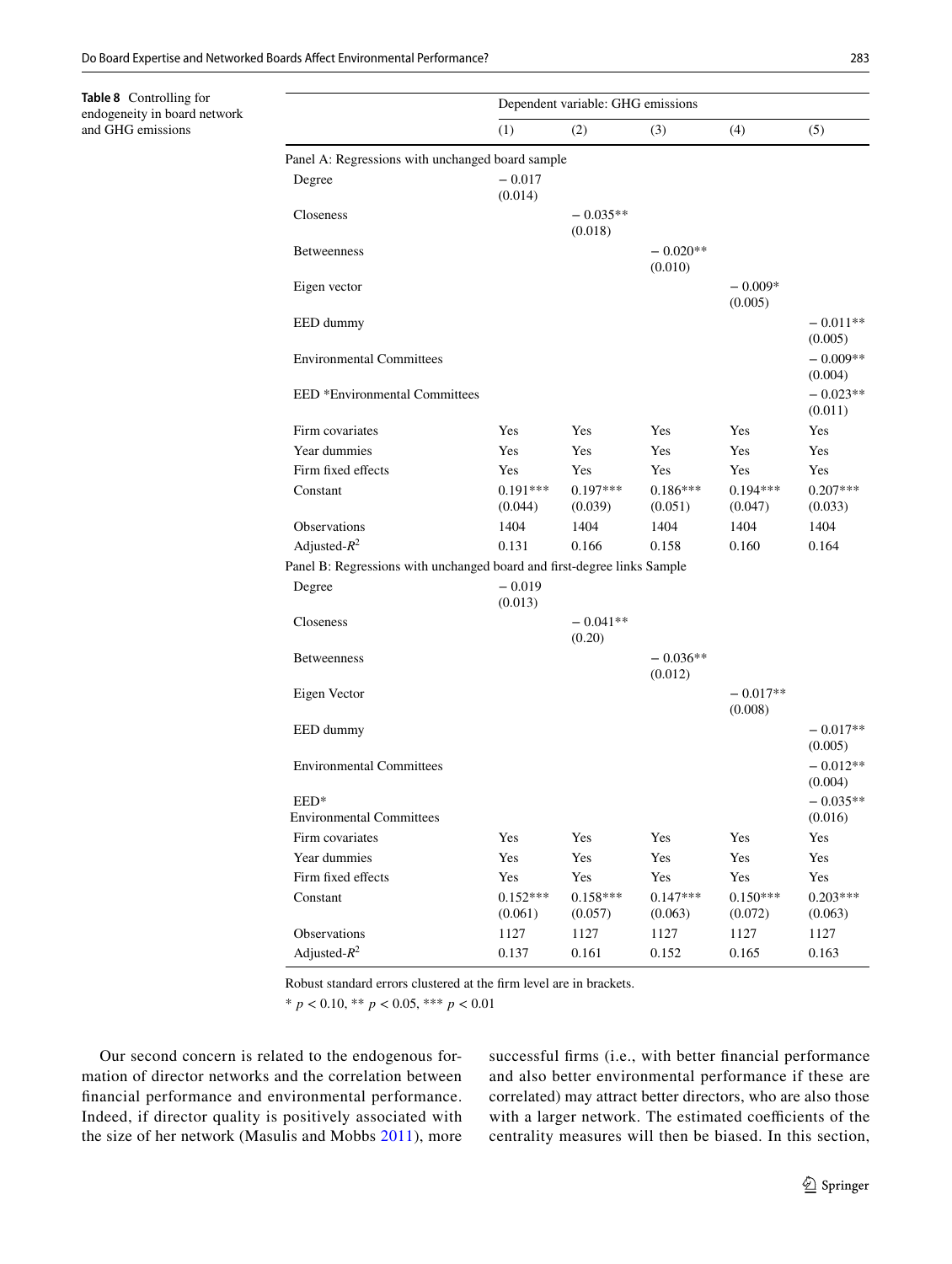**Table 8** Controlling for endogeneity in board network and GHG emissions

| | Dependent variable: GHG emissions | | | | |
|---|---|---|---|---|---|
| | (1) | (2) | (3) | (4) | (5) |
| *Panel A: Regressions with unchanged board sample* | | | | | |
| Degree | − 0.017<br>(0.014) | | | | |
| Closeness | | − 0.035**<br>(0.018) | | | |
| Betweenness | | | − 0.020**<br>(0.010) | | |
| Eigen vector | | | | − 0.009*<br>(0.005) | |
| EED dummy | | | | | − 0.011**<br>(0.005) |
| Environmental Committees | | | | | − 0.009**<br>(0.004) |
| EED *Environmental Committees | | | | | − 0.023**<br>(0.011) |
| Firm covariates | Yes | Yes | Yes | Yes | Yes |
| Year dummies | Yes | Yes | Yes | Yes | Yes |
| Firm fixed effects | Yes | Yes | Yes | Yes | Yes |
| Constant | 0.191***<br>(0.044) | 0.197***<br>(0.039) | 0.186***<br>(0.051) | 0.194***<br>(0.047) | 0.207***<br>(0.033) |
| Observations | 1404 | 1404 | 1404 | 1404 | 1404 |
| Adjusted-$R^2$ | 0.131 | 0.166 | 0.158 | 0.160 | 0.164 |
| *Panel B: Regressions with unchanged board and first-degree links Sample* | | | | | |
| Degree | − 0.019<br>(0.013) | | | | |
| Closeness | | − 0.041**<br>(0.20) | | | |
| Betweenness | | | − 0.036**<br>(0.012) | | |
| Eigen Vector | | | | − 0.017**<br>(0.008) | |
| EED dummy | | | | | − 0.017**<br>(0.005) |
| Environmental Committees | | | | | − 0.012**<br>(0.004) |
| EED*<br>Environmental Committees | | | | | − 0.035**<br>(0.016) |
| Firm covariates | Yes | Yes | Yes | Yes | Yes |
| Year dummies | Yes | Yes | Yes | Yes | Yes |
| Firm fixed effects | Yes | Yes | Yes | Yes | Yes |
| Constant | 0.152***<br>(0.061) | 0.158***<br>(0.057) | 0.147***<br>(0.063) | 0.150***<br>(0.072) | 0.203***<br>(0.063) |
| Observations | 1127 | 1127 | 1127 | 1127 | 1127 |
| Adjusted-$R^2$ | 0.137 | 0.161 | 0.152 | 0.165 | 0.163 |

Robust standard errors clustered at the firm level are in brackets.

* $p < 0.10$, ** $p < 0.05$, *** $p < 0.01$

Our second concern is related to the endogenous formation of director networks and the correlation between financial performance and environmental performance. Indeed, if director quality is positively associated with the size of her network (Masulis and Mobbs 2011), more successful firms (i.e., with better financial performance and also better environmental performance if these are correlated) may attract better directors, who are also those with a larger network. The estimated coefficients of the centrality measures will then be biased. In this section,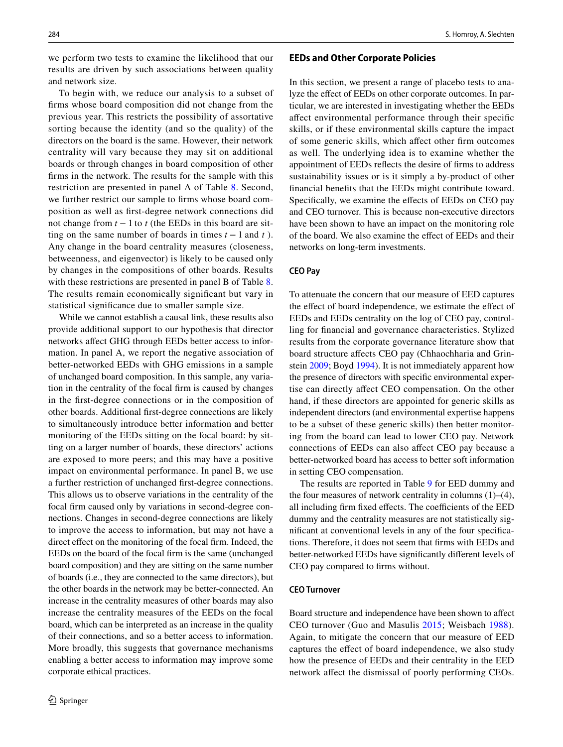we perform two tests to examine the likelihood that our results are driven by such associations between quality and network size.

To begin with, we reduce our analysis to a subset of firms whose board composition did not change from the previous year. This restricts the possibility of assortative sorting because the identity (and so the quality) of the directors on the board is the same. However, their network centrality will vary because they may sit on additional boards or through changes in board composition of other firms in the network. The results for the sample with this restriction are presented in panel A of Table 8. Second, we further restrict our sample to firms whose board composition as well as first-degree network connections did not change from $t-1$ to $t$ (the EEDs in this board are sitting on the same number of boards in times $t-1$ and $t$ ). Any change in the board centrality measures (closeness, betweenness, and eigenvector) is likely to be caused only by changes in the compositions of other boards. Results with these restrictions are presented in panel B of Table 8. The results remain economically significant but vary in statistical significance due to smaller sample size.

While we cannot establish a causal link, these results also provide additional support to our hypothesis that director networks affect GHG through EEDs better access to information. In panel A, we report the negative association of better-networked EEDs with GHG emissions in a sample of unchanged board composition. In this sample, any variation in the centrality of the focal firm is caused by changes in the first-degree connections or in the composition of other boards. Additional first-degree connections are likely to simultaneously introduce better information and better monitoring of the EEDs sitting on the focal board: by sitting on a larger number of boards, these directors' actions are exposed to more peers; and this may have a positive impact on environmental performance. In panel B, we use a further restriction of unchanged first-degree connections. This allows us to observe variations in the centrality of the focal firm caused only by variations in second-degree connections. Changes in second-degree connections are likely to improve the access to information, but may not have a direct effect on the monitoring of the focal firm. Indeed, the EEDs on the board of the focal firm is the same (unchanged board composition) and they are sitting on the same number of boards (i.e., they are connected to the same directors), but the other boards in the network may be better-connected. An increase in the centrality measures of other boards may also increase the centrality measures of the EEDs on the focal board, which can be interpreted as an increase in the quality of their connections, and so a better access to information. More broadly, this suggests that governance mechanisms enabling a better access to information may improve some corporate ethical practices.

## EEDs and Other Corporate Policies

In this section, we present a range of placebo tests to analyze the effect of EEDs on other corporate outcomes. In particular, we are interested in investigating whether the EEDs affect environmental performance through their specific skills, or if these environmental skills capture the impact of some generic skills, which affect other firm outcomes as well. The underlying idea is to examine whether the appointment of EEDs reflects the desire of firms to address sustainability issues or is it simply a by-product of other financial benefits that the EEDs might contribute toward. Specifically, we examine the effects of EEDs on CEO pay and CEO turnover. This is because non-executive directors have been shown to have an impact on the monitoring role of the board. We also examine the effect of EEDs and their networks on long-term investments.

### CEO Pay

To attenuate the concern that our measure of EED captures the effect of board independence, we estimate the effect of EEDs and EEDs centrality on the log of CEO pay, controlling for financial and governance characteristics. Stylized results from the corporate governance literature show that board structure affects CEO pay (Chhaochharia and Grinstein 2009; Boyd 1994). It is not immediately apparent how the presence of directors with specific environmental expertise can directly affect CEO compensation. On the other hand, if these directors are appointed for generic skills as independent directors (and environmental expertise happens to be a subset of these generic skills) then better monitoring from the board can lead to lower CEO pay. Network connections of EEDs can also affect CEO pay because a better-networked board has access to better soft information in setting CEO compensation.

The results are reported in Table 9 for EED dummy and the four measures of network centrality in columns (1)–(4), all including firm fixed effects. The coefficients of the EED dummy and the centrality measures are not statistically significant at conventional levels in any of the four specifications. Therefore, it does not seem that firms with EEDs and better-networked EEDs have significantly different levels of CEO pay compared to firms without.

### CEO Turnover

Board structure and independence have been shown to affect CEO turnover (Guo and Masulis 2015; Weisbach 1988). Again, to mitigate the concern that our measure of EED captures the effect of board independence, we also study how the presence of EEDs and their centrality in the EED network affect the dismissal of poorly performing CEOs.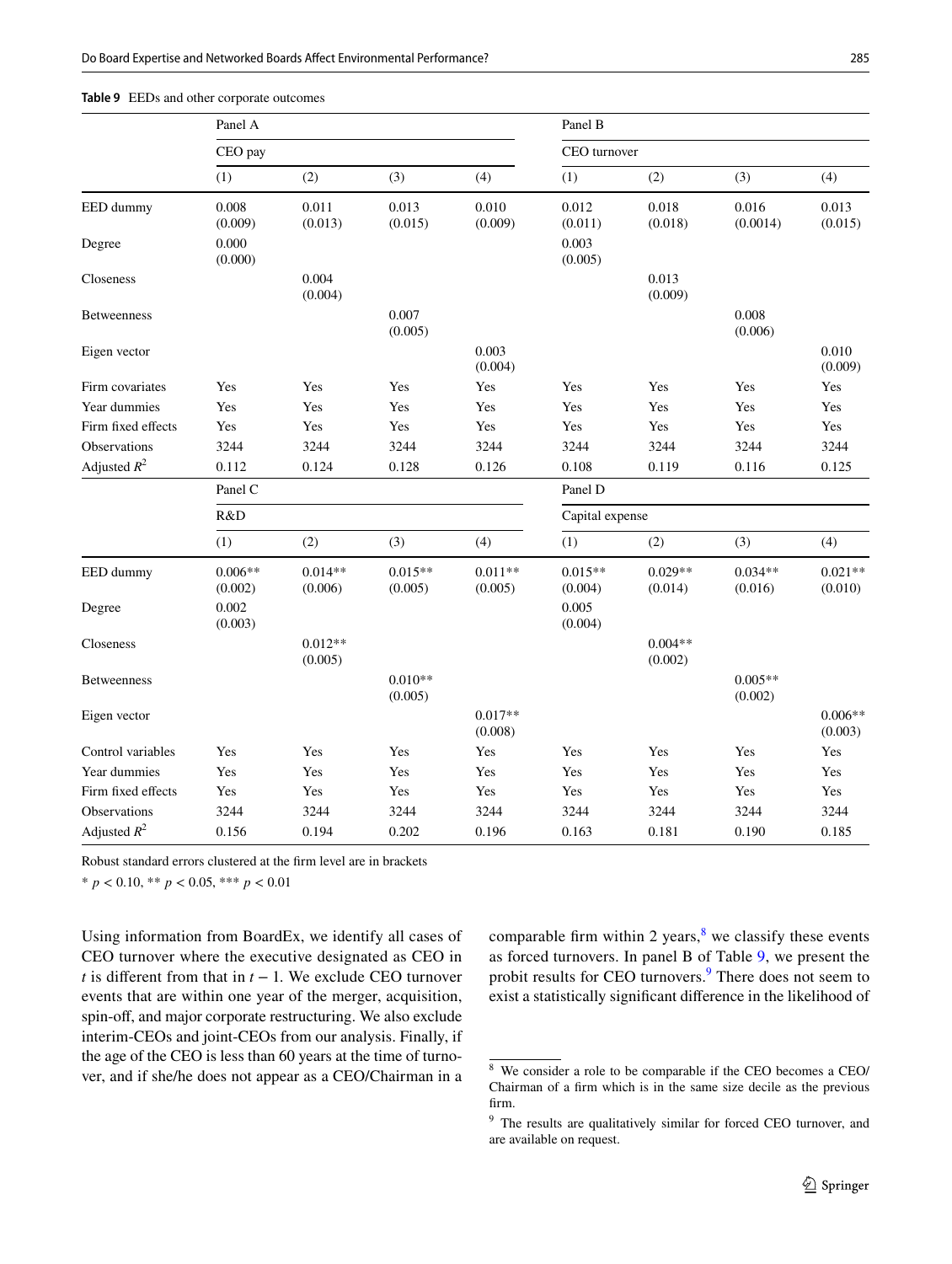**Table 9** EEDs and other corporate outcomes

| | Panel A | | | | Panel B | | | |
|---|---|---|---|---|---|---|---|---|
| | CEO pay | | | | CEO turnover | | | |
| | (1) | (2) | (3) | (4) | (1) | (2) | (3) | (4) |
| EED dummy | 0.008 (0.009) | 0.011 (0.013) | 0.013 (0.015) | 0.010 (0.009) | 0.012 (0.011) | 0.018 (0.018) | 0.016 (0.0014) | 0.013 (0.015) |
| Degree | 0.000 (0.000) | | | | 0.003 (0.005) | | | |
| Closeness | | 0.004 (0.004) | | | | 0.013 (0.009) | | |
| Betweenness | | | 0.007 (0.005) | | | | 0.008 (0.006) | |
| Eigen vector | | | | 0.003 (0.004) | | | | 0.010 (0.009) |
| Firm covariates | Yes | Yes | Yes | Yes | Yes | Yes | Yes | Yes |
| Year dummies | Yes | Yes | Yes | Yes | Yes | Yes | Yes | Yes |
| Firm fixed effects | Yes | Yes | Yes | Yes | Yes | Yes | Yes | Yes |
| Observations | 3244 | 3244 | 3244 | 3244 | 3244 | 3244 | 3244 | 3244 |
| Adjusted $R^2$ | 0.112 | 0.124 | 0.128 | 0.126 | 0.108 | 0.119 | 0.116 | 0.125 |
| | Panel C | | | | Panel D | | | |
| | R&D | | | | Capital expense | | | |
| | (1) | (2) | (3) | (4) | (1) | (2) | (3) | (4) |
| EED dummy | 0.006** (0.002) | 0.014** (0.006) | 0.015** (0.005) | 0.011** (0.005) | 0.015** (0.004) | 0.029** (0.014) | 0.034** (0.016) | 0.021** (0.010) |
| Degree | 0.002 (0.003) | | | | 0.005 (0.004) | | | |
| Closeness | | 0.012** (0.005) | | | | 0.004** (0.002) | | |
| Betweenness | | | 0.010** (0.005) | | | | 0.005** (0.002) | |
| Eigen vector | | | | 0.017** (0.008) | | | | 0.006** (0.003) |
| Control variables | Yes | Yes | Yes | Yes | Yes | Yes | Yes | Yes |
| Year dummies | Yes | Yes | Yes | Yes | Yes | Yes | Yes | Yes |
| Firm fixed effects | Yes | Yes | Yes | Yes | Yes | Yes | Yes | Yes |
| Observations | 3244 | 3244 | 3244 | 3244 | 3244 | 3244 | 3244 | 3244 |
| Adjusted $R^2$ | 0.156 | 0.194 | 0.202 | 0.196 | 0.163 | 0.181 | 0.190 | 0.185 |

Robust standard errors clustered at the firm level are in brackets

* $p < 0.10$, ** $p < 0.05$, *** $p < 0.01$

Using information from BoardEx, we identify all cases of CEO turnover where the executive designated as CEO in $t$ is different from that in $t - 1$. We exclude CEO turnover events that are within one year of the merger, acquisition, spin-off, and major corporate restructuring. We also exclude interim-CEOs and joint-CEOs from our analysis. Finally, if the age of the CEO is less than 60 years at the time of turnover, and if she/he does not appear as a CEO/Chairman in a comparable firm within 2 years,[8] we classify these events as forced turnovers. In panel B of Table 9, we present the probit results for CEO turnovers.[9] There does not seem to exist a statistically significant difference in the likelihood of

[8] We consider a role to be comparable if the CEO becomes a CEO/Chairman of a firm which is in the same size decile as the previous firm.

[9] The results are qualitatively similar for forced CEO turnover, and are available on request.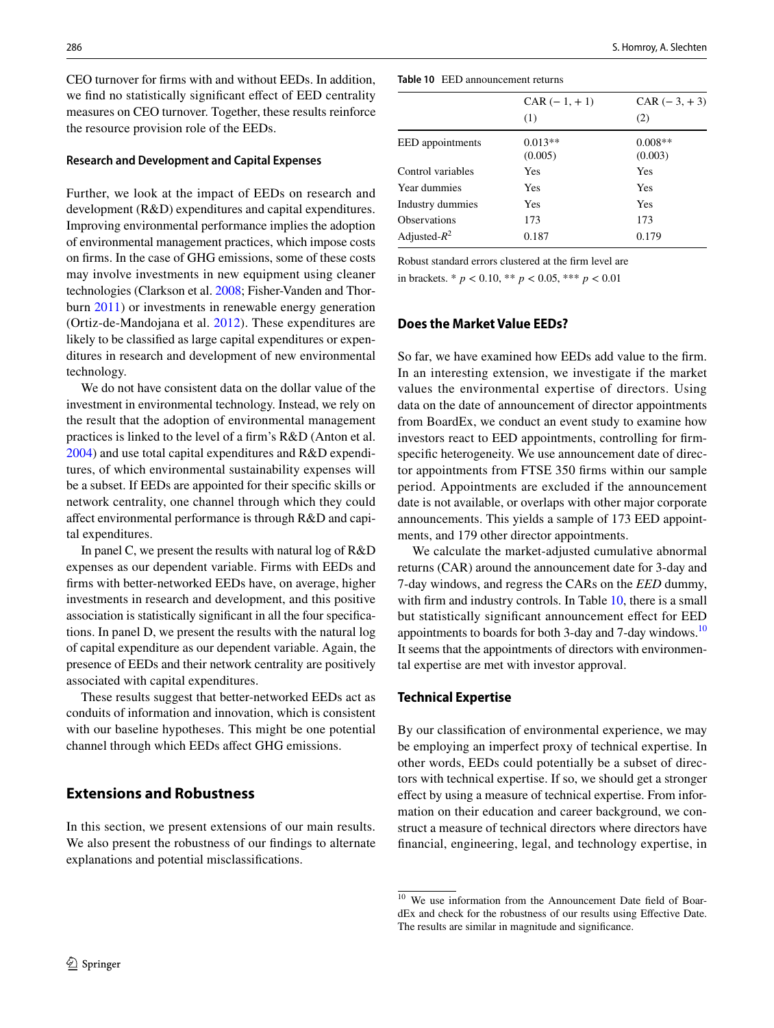CEO turnover for firms with and without EEDs. In addition, we find no statistically significant effect of EED centrality measures on CEO turnover. Together, these results reinforce the resource provision role of the EEDs.

### Research and Development and Capital Expenses

Further, we look at the impact of EEDs on research and development (R&D) expenditures and capital expenditures. Improving environmental performance implies the adoption of environmental management practices, which impose costs on firms. In the case of GHG emissions, some of these costs may involve investments in new equipment using cleaner technologies (Clarkson et al. 2008; Fisher-Vanden and Thorburn 2011) or investments in renewable energy generation (Ortiz-de-Mandojana et al. 2012). These expenditures are likely to be classified as large capital expenditures or expenditures in research and development of new environmental technology.

We do not have consistent data on the dollar value of the investment in environmental technology. Instead, we rely on the result that the adoption of environmental management practices is linked to the level of a firm's R&D (Anton et al. 2004) and use total capital expenditures and R&D expenditures, of which environmental sustainability expenses will be a subset. If EEDs are appointed for their specific skills or network centrality, one channel through which they could affect environmental performance is through R&D and capital expenditures.

In panel C, we present the results with natural log of R&D expenses as our dependent variable. Firms with EEDs and firms with better-networked EEDs have, on average, higher investments in research and development, and this positive association is statistically significant in all the four specifications. In panel D, we present the results with the natural log of capital expenditure as our dependent variable. Again, the presence of EEDs and their network centrality are positively associated with capital expenditures.

These results suggest that better-networked EEDs act as conduits of information and innovation, which is consistent with our baseline hypotheses. This might be one potential channel through which EEDs affect GHG emissions.

## Extensions and Robustness

In this section, we present extensions of our main results. We also present the robustness of our findings to alternate explanations and potential misclassifications.

**Table 10** EED announcement returns

| | CAR (− 1, + 1) | CAR (− 3, + 3) |
|---|---|---|
| | (1) | (2) |
| EED appointments | 0.013**<br>(0.005) | 0.008**<br>(0.003) |
| Control variables | Yes | Yes |
| Year dummies | Yes | Yes |
| Industry dummies | Yes | Yes |
| Observations | 173 | 173 |
| Adjusted-$R^2$ | 0.187 | 0.179 |

Robust standard errors clustered at the firm level are in brackets. * $p < 0.10$, ** $p < 0.05$, *** $p < 0.01$

### Does the Market Value EEDs?

So far, we have examined how EEDs add value to the firm. In an interesting extension, we investigate if the market values the environmental expertise of directors. Using data on the date of announcement of director appointments from BoardEx, we conduct an event study to examine how investors react to EED appointments, controlling for firm-specific heterogeneity. We use announcement date of director appointments from FTSE 350 firms within our sample period. Appointments are excluded if the announcement date is not available, or overlaps with other major corporate announcements. This yields a sample of 173 EED appointments, and 179 other director appointments.

We calculate the market-adjusted cumulative abnormal returns (CAR) around the announcement date for 3-day and 7-day windows, and regress the CARs on the *EED* dummy, with firm and industry controls. In Table 10, there is a small but statistically significant announcement effect for EED appointments to boards for both 3-day and 7-day windows.[10] It seems that the appointments of directors with environmental expertise are met with investor approval.

### Technical Expertise

By our classification of environmental experience, we may be employing an imperfect proxy of technical expertise. In other words, EEDs could potentially be a subset of directors with technical expertise. If so, we should get a stronger effect by using a measure of technical expertise. From information on their education and career background, we construct a measure of technical directors where directors have financial, engineering, legal, and technology expertise, in

[10] We use information from the Announcement Date field of BoardEx and check for the robustness of our results using Effective Date. The results are similar in magnitude and significance.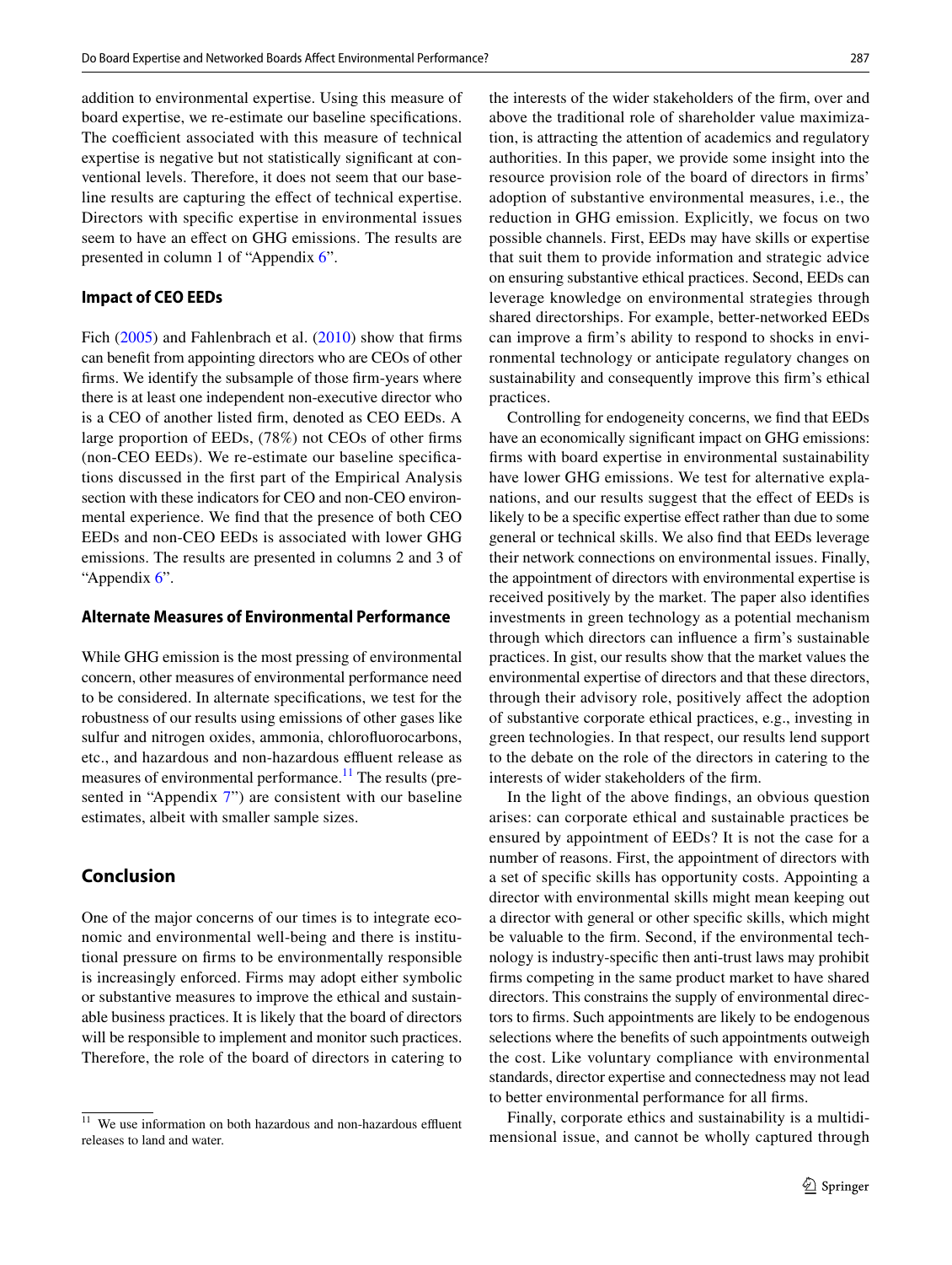addition to environmental expertise. Using this measure of board expertise, we re-estimate our baseline specifications. The coefficient associated with this measure of technical expertise is negative but not statistically significant at conventional levels. Therefore, it does not seem that our baseline results are capturing the effect of technical expertise. Directors with specific expertise in environmental issues seem to have an effect on GHG emissions. The results are presented in column 1 of "Appendix 6".

### Impact of CEO EEDs

Fich (2005) and Fahlenbrach et al. (2010) show that firms can benefit from appointing directors who are CEOs of other firms. We identify the subsample of those firm-years where there is at least one independent non-executive director who is a CEO of another listed firm, denoted as CEO EEDs. A large proportion of EEDs, (78%) not CEOs of other firms (non-CEO EEDs). We re-estimate our baseline specifications discussed in the first part of the Empirical Analysis section with these indicators for CEO and non-CEO environmental experience. We find that the presence of both CEO EEDs and non-CEO EEDs is associated with lower GHG emissions. The results are presented in columns 2 and 3 of "Appendix 6".

### Alternate Measures of Environmental Performance

While GHG emission is the most pressing of environmental concern, other measures of environmental performance need to be considered. In alternate specifications, we test for the robustness of our results using emissions of other gases like sulfur and nitrogen oxides, ammonia, chlorofluorocarbons, etc., and hazardous and non-hazardous effluent release as measures of environmental performance.[11] The results (presented in "Appendix 7") are consistent with our baseline estimates, albeit with smaller sample sizes.

## Conclusion

One of the major concerns of our times is to integrate economic and environmental well-being and there is institutional pressure on firms to be environmentally responsible is increasingly enforced. Firms may adopt either symbolic or substantive measures to improve the ethical and sustainable business practices. It is likely that the board of directors will be responsible to implement and monitor such practices. Therefore, the role of the board of directors in catering to the interests of the wider stakeholders of the firm, over and above the traditional role of shareholder value maximization, is attracting the attention of academics and regulatory authorities. In this paper, we provide some insight into the resource provision role of the board of directors in firms' adoption of substantive environmental measures, i.e., the reduction in GHG emission. Explicitly, we focus on two possible channels. First, EEDs may have skills or expertise that suit them to provide information and strategic advice on ensuring substantive ethical practices. Second, EEDs can leverage knowledge on environmental strategies through shared directorships. For example, better-networked EEDs can improve a firm's ability to respond to shocks in environmental technology or anticipate regulatory changes on sustainability and consequently improve this firm's ethical practices.

Controlling for endogeneity concerns, we find that EEDs have an economically significant impact on GHG emissions: firms with board expertise in environmental sustainability have lower GHG emissions. We test for alternative explanations, and our results suggest that the effect of EEDs is likely to be a specific expertise effect rather than due to some general or technical skills. We also find that EEDs leverage their network connections on environmental issues. Finally, the appointment of directors with environmental expertise is received positively by the market. The paper also identifies investments in green technology as a potential mechanism through which directors can influence a firm's sustainable practices. In gist, our results show that the market values the environmental expertise of directors and that these directors, through their advisory role, positively affect the adoption of substantive corporate ethical practices, e.g., investing in green technologies. In that respect, our results lend support to the debate on the role of the directors in catering to the interests of wider stakeholders of the firm.

In the light of the above findings, an obvious question arises: can corporate ethical and sustainable practices be ensured by appointment of EEDs? It is not the case for a number of reasons. First, the appointment of directors with a set of specific skills has opportunity costs. Appointing a director with environmental skills might mean keeping out a director with general or other specific skills, which might be valuable to the firm. Second, if the environmental technology is industry-specific then anti-trust laws may prohibit firms competing in the same product market to have shared directors. This constrains the supply of environmental directors to firms. Such appointments are likely to be endogenous selections where the benefits of such appointments outweigh the cost. Like voluntary compliance with environmental standards, director expertise and connectedness may not lead to better environmental performance for all firms.

Finally, corporate ethics and sustainability is a multidimensional issue, and cannot be wholly captured through

[11] We use information on both hazardous and non-hazardous effluent releases to land and water.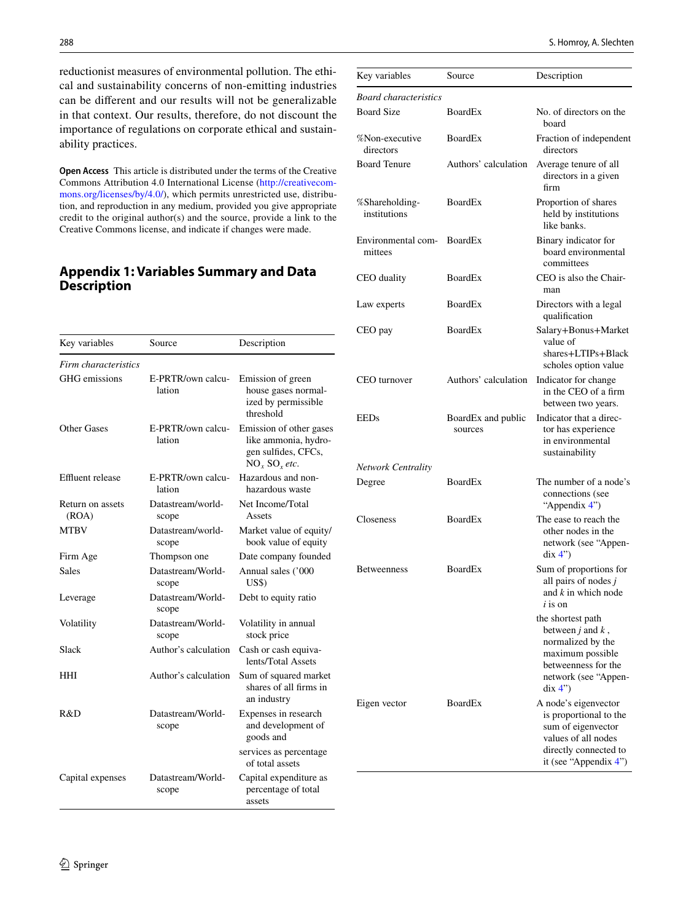reductionist measures of environmental pollution. The ethical and sustainability concerns of non-emitting industries can be different and our results will not be generalizable in that context. Our results, therefore, do not discount the importance of regulations on corporate ethical and sustainability practices.

**Open Access** This article is distributed under the terms of the Creative Commons Attribution 4.0 International License (http://creativecommons.org/licenses/by/4.0/), which permits unrestricted use, distribution, and reproduction in any medium, provided you give appropriate credit to the original author(s) and the source, provide a link to the Creative Commons license, and indicate if changes were made.

## Appendix 1: Variables Summary and Data Description

| Key variables | Source | Description |
|---|---|---|
| *Firm characteristics* | | |
| GHG emissions | E-PRTR/own calculation | Emission of green house gases normalized by permissible threshold |
| Other Gases | E-PRTR/own calculation | Emission of other gases like ammonia, hydrogen sulfides, CFCs, $NO_x$ $SO_x$ *etc.* |
| Effluent release | E-PRTR/own calculation | Hazardous and non-hazardous waste |
| Return on assets (ROA) | Datastream/worldscope | Net Income/Total Assets |
| MTBV | Datastream/worldscope | Market value of equity/book value of equity |
| Firm Age | Thompson one | Date company founded |
| Sales | Datastream/Worldscope | Annual sales ('000 US$) |
| Leverage | Datastream/Worldscope | Debt to equity ratio |
| Volatility | Datastream/Worldscope | Volatility in annual stock price |
| Slack | Author's calculation | Cash or cash equivalents/Total Assets |
| HHI | Author's calculation | Sum of squared market shares of all firms in an industry |
| R&D | Datastream/Worldscope | Expenses in research and development of goods and services as percentage of total assets |
| Capital expenses | Datastream/Worldscope | Capital expenditure as percentage of total assets |

| Key variables | Source | Description |
|---|---|---|
| *Board characteristics* | | |
| Board Size | BoardEx | No. of directors on the board |
| %Non-executive directors | BoardEx | Fraction of independent directors |
| Board Tenure | Authors' calculation | Average tenure of all directors in a given firm |
| %Shareholding-institutions | BoardEx | Proportion of shares held by institutions like banks. |
| Environmental committees | BoardEx | Binary indicator for board environmental committees |
| CEO duality | BoardEx | CEO is also the Chairman |
| Law experts | BoardEx | Directors with a legal qualification |
| CEO pay | BoardEx | Salary+Bonus+Market value of shares+LTIPs+Black scholes option value |
| CEO turnover | Authors' calculation | Indicator for change in the CEO of a firm between two years. |
| EEDs | BoardEx and public sources | Indicator that a director has experience in environmental sustainability |
| *Network Centrality* | | |
| Degree | BoardEx | The number of a node's connections (see "Appendix 4") |
| Closeness | BoardEx | The ease to reach the other nodes in the network (see "Appendix 4") |
| Betweenness | BoardEx | Sum of proportions for all pairs of nodes *j* and *k* in which node *i* is on the shortest path between *j* and *k*, normalized by the maximum possible betweenness for the network (see "Appendix 4") |
| Eigen vector | BoardEx | A node's eigenvector is proportional to the sum of eigenvector values of all nodes directly connected to it (see "Appendix 4") |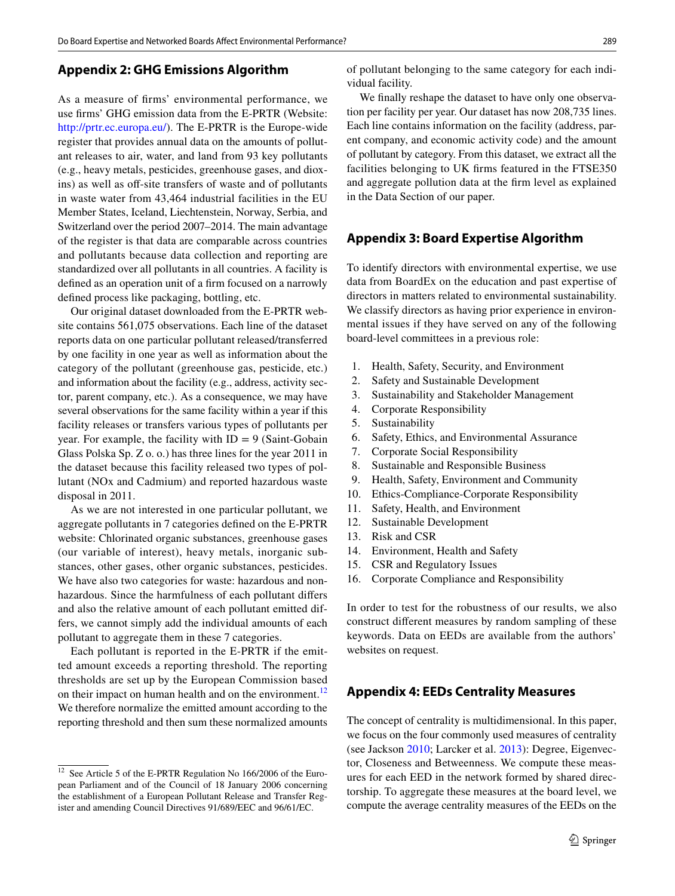## Appendix 2: GHG Emissions Algorithm

As a measure of firms' environmental performance, we use firms' GHG emission data from the E-PRTR (Website: http://prtr.ec.europa.eu/). The E-PRTR is the Europe-wide register that provides annual data on the amounts of pollutant releases to air, water, and land from 93 key pollutants (e.g., heavy metals, pesticides, greenhouse gases, and dioxins) as well as off-site transfers of waste and of pollutants in waste water from 43,464 industrial facilities in the EU Member States, Iceland, Liechtenstein, Norway, Serbia, and Switzerland over the period 2007–2014. The main advantage of the register is that data are comparable across countries and pollutants because data collection and reporting are standardized over all pollutants in all countries. A facility is defined as an operation unit of a firm focused on a narrowly defined process like packaging, bottling, etc.

Our original dataset downloaded from the E-PRTR website contains 561,075 observations. Each line of the dataset reports data on one particular pollutant released/transferred by one facility in one year as well as information about the category of the pollutant (greenhouse gas, pesticide, etc.) and information about the facility (e.g., address, activity sector, parent company, etc.). As a consequence, we may have several observations for the same facility within a year if this facility releases or transfers various types of pollutants per year. For example, the facility with ID = 9 (Saint-Gobain Glass Polska Sp. Z o. o.) has three lines for the year 2011 in the dataset because this facility released two types of pollutant (NOx and Cadmium) and reported hazardous waste disposal in 2011.

As we are not interested in one particular pollutant, we aggregate pollutants in 7 categories defined on the E-PRTR website: Chlorinated organic substances, greenhouse gases (our variable of interest), heavy metals, inorganic substances, other gases, other organic substances, pesticides. We have also two categories for waste: hazardous and non-hazardous. Since the harmfulness of each pollutant differs and also the relative amount of each pollutant emitted differs, we cannot simply add the individual amounts of each pollutant to aggregate them in these 7 categories.

Each pollutant is reported in the E-PRTR if the emitted amount exceeds a reporting threshold. The reporting thresholds are set up by the European Commission based on their impact on human health and on the environment.[12] We therefore normalize the emitted amount according to the reporting threshold and then sum these normalized amounts of pollutant belonging to the same category for each individual facility.

We finally reshape the dataset to have only one observation per facility per year. Our dataset has now 208,735 lines. Each line contains information on the facility (address, parent company, and economic activity code) and the amount of pollutant by category. From this dataset, we extract all the facilities belonging to UK firms featured in the FTSE350 and aggregate pollution data at the firm level as explained in the Data Section of our paper.

## Appendix 3: Board Expertise Algorithm

To identify directors with environmental expertise, we use data from BoardEx on the education and past expertise of directors in matters related to environmental sustainability. We classify directors as having prior experience in environmental issues if they have served on any of the following board-level committees in a previous role:

1. Health, Safety, Security, and Environment
2. Safety and Sustainable Development
3. Sustainability and Stakeholder Management
4. Corporate Responsibility
5. Sustainability
6. Safety, Ethics, and Environmental Assurance
7. Corporate Social Responsibility
8. Sustainable and Responsible Business
9. Health, Safety, Environment and Community
10. Ethics-Compliance-Corporate Responsibility
11. Safety, Health, and Environment
12. Sustainable Development
13. Risk and CSR
14. Environment, Health and Safety
15. CSR and Regulatory Issues
16. Corporate Compliance and Responsibility

In order to test for the robustness of our results, we also construct different measures by random sampling of these keywords. Data on EEDs are available from the authors' websites on request.

## Appendix 4: EEDs Centrality Measures

The concept of centrality is multidimensional. In this paper, we focus on the four commonly used measures of centrality (see Jackson 2010; Larcker et al. 2013): Degree, Eigenvector, Closeness and Betweenness. We compute these measures for each EED in the network formed by shared directorship. To aggregate these measures at the board level, we compute the average centrality measures of the EEDs on the

[12] See Article 5 of the E-PRTR Regulation No 166/2006 of the European Parliament and of the Council of 18 January 2006 concerning the establishment of a European Pollutant Release and Transfer Register and amending Council Directives 91/689/EEC and 96/61/EC.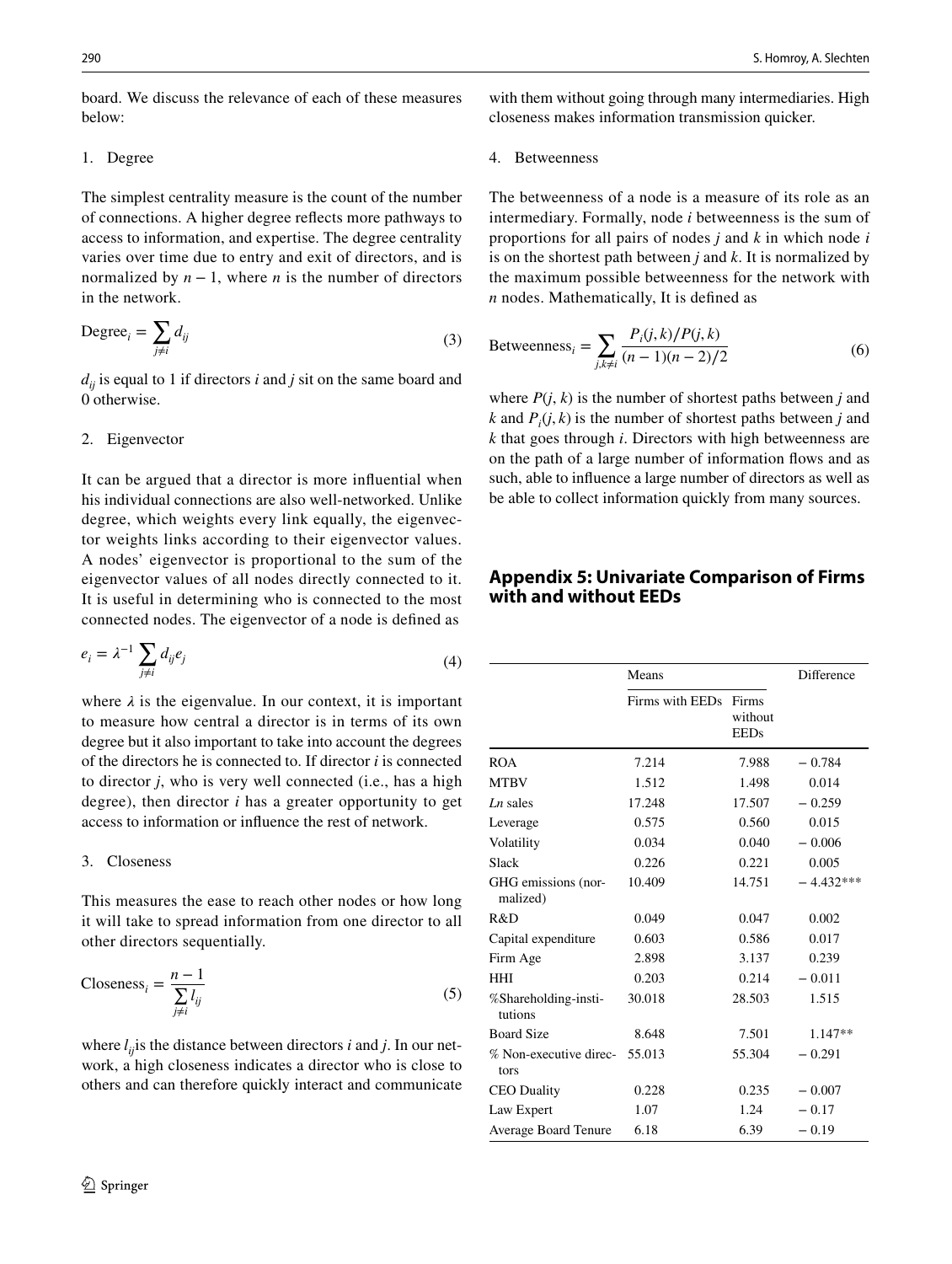board. We discuss the relevance of each of these measures below:

1. Degree

The simplest centrality measure is the count of the number of connections. A higher degree reflects more pathways to access to information, and expertise. The degree centrality varies over time due to entry and exit of directors, and is normalized by $n - 1$, where $n$ is the number of directors in the network.

$$\text{Degree}_i = \sum_{j \neq i} d_{ij} \tag{3}$$

$d_{ij}$ is equal to 1 if directors $i$ and $j$ sit on the same board and 0 otherwise.

2. Eigenvector

It can be argued that a director is more influential when his individual connections are also well-networked. Unlike degree, which weights every link equally, the eigenvector weights links according to their eigenvector values. A nodes' eigenvector is proportional to the sum of the eigenvector values of all nodes directly connected to it. It is useful in determining who is connected to the most connected nodes. The eigenvector of a node is defined as

$$e_i = \lambda^{-1} \sum_{j \neq i} d_{ij} e_j \tag{4}$$

where $\lambda$ is the eigenvalue. In our context, it is important to measure how central a director is in terms of its own degree but it also important to take into account the degrees of the directors he is connected to. If director $i$ is connected to director $j$, who is very well connected (i.e., has a high degree), then director $i$ has a greater opportunity to get access to information or influence the rest of network.

3. Closeness

This measures the ease to reach other nodes or how long it will take to spread information from one director to all other directors sequentially.

$$\text{Closeness}_i = \frac{n-1}{\sum_{j \neq i} l_{ij}} \tag{5}$$

where $l_{ij}$ is the distance between directors $i$ and $j$. In our network, a high closeness indicates a director who is close to others and can therefore quickly interact and communicate with them without going through many intermediaries. High closeness makes information transmission quicker.

4. Betweenness

The betweenness of a node is a measure of its role as an intermediary. Formally, node $i$ betweenness is the sum of proportions for all pairs of nodes $j$ and $k$ in which node $i$ is on the shortest path between $j$ and $k$. It is normalized by the maximum possible betweenness for the network with $n$ nodes. Mathematically, It is defined as

$$\text{Betweenness}_i = \sum_{j,k \neq i} \frac{P_i(j,k)/P(j,k)}{(n-1)(n-2)/2} \tag{6}$$

where $P(j, k)$ is the number of shortest paths between $j$ and $k$ and $P_i(j, k)$ is the number of shortest paths between $j$ and $k$ that goes through $i$. Directors with high betweenness are on the path of a large number of information flows and as such, able to influence a large number of directors as well as be able to collect information quickly from many sources.

## Appendix 5: Univariate Comparison of Firms with and without EEDs

| | Means | | Difference |
|---|---|---|---|
| | Firms with EEDs | Firms without EEDs | |
| ROA | 7.214 | 7.988 | − 0.784 |
| MTBV | 1.512 | 1.498 | 0.014 |
| *Ln* sales | 17.248 | 17.507 | − 0.259 |
| Leverage | 0.575 | 0.560 | 0.015 |
| Volatility | 0.034 | 0.040 | − 0.006 |
| Slack | 0.226 | 0.221 | 0.005 |
| GHG emissions (normalized) | 10.409 | 14.751 | − 4.432*** |
| R&D | 0.049 | 0.047 | 0.002 |
| Capital expenditure | 0.603 | 0.586 | 0.017 |
| Firm Age | 2.898 | 3.137 | 0.239 |
| HHI | 0.203 | 0.214 | − 0.011 |
| %Shareholding-institutions | 30.018 | 28.503 | 1.515 |
| Board Size | 8.648 | 7.501 | 1.147** |
| % Non-executive directors | 55.013 | 55.304 | − 0.291 |
| CEO Duality | 0.228 | 0.235 | − 0.007 |
| Law Expert | 1.07 | 1.24 | − 0.17 |
| Average Board Tenure | 6.18 | 6.39 | − 0.19 |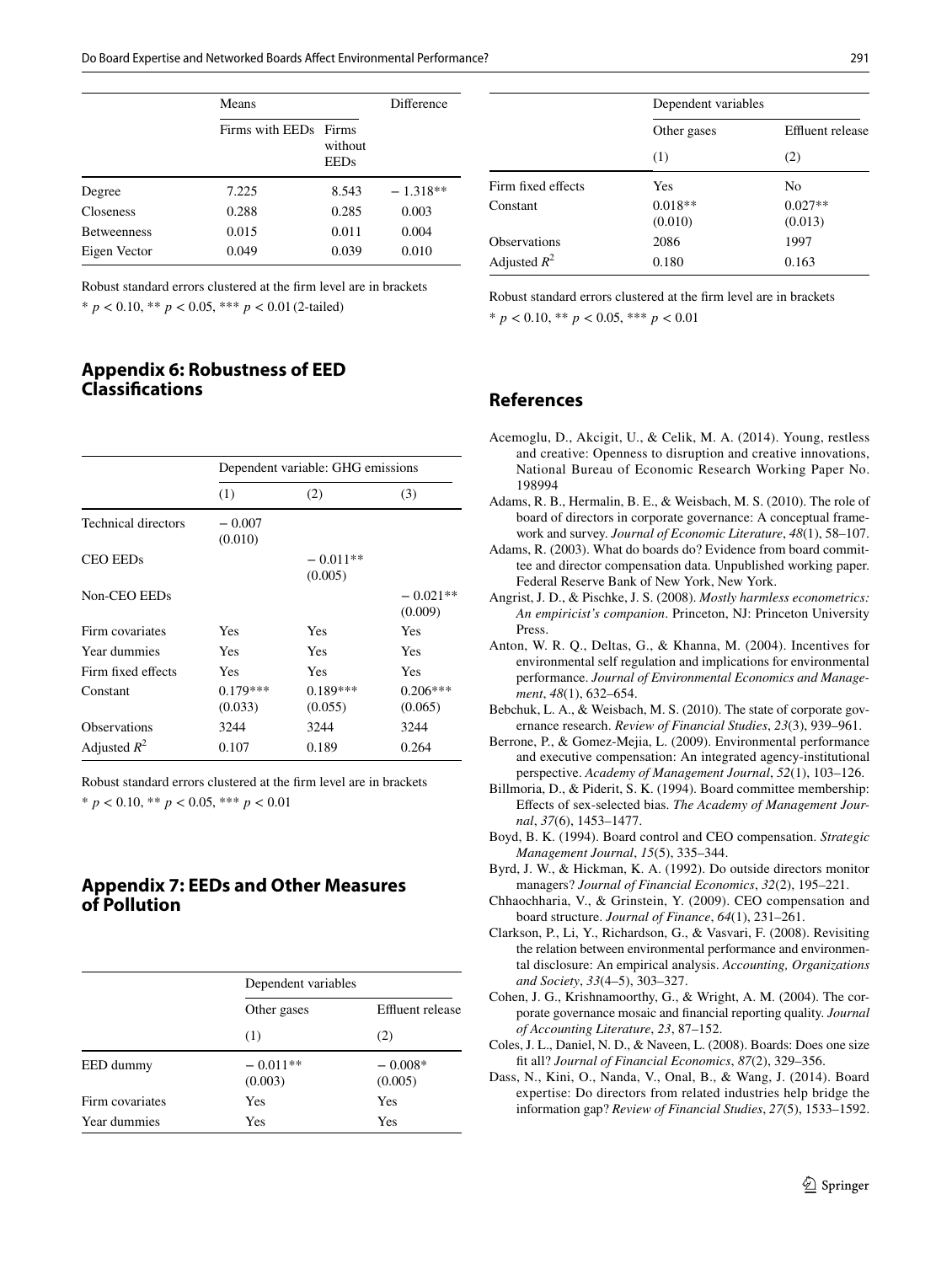| | Means | | Difference |
|---|---|---|---|
| | Firms with EEDs | Firms without EEDs | |
| Degree | 7.225 | 8.543 | − 1.318** |
| Closeness | 0.288 | 0.285 | 0.003 |
| Betweenness | 0.015 | 0.011 | 0.004 |
| Eigen Vector | 0.049 | 0.039 | 0.010 |

Robust standard errors clustered at the firm level are in brackets

* $p < 0.10$, ** $p < 0.05$, *** $p < 0.01$ (2-tailed)

## Appendix 6: Robustness of EED Classifications

| | Dependent variable: GHG emissions | | |
|---|---|---|---|
| | (1) | (2) | (3) |
| Technical directors | − 0.007 (0.010) | | |
| CEO EEDs | | − 0.011** (0.005) | |
| Non-CEO EEDs | | | − 0.021** (0.009) |
| Firm covariates | Yes | Yes | Yes |
| Year dummies | Yes | Yes | Yes |
| Firm fixed effects | Yes | Yes | Yes |
| Constant | 0.179*** (0.033) | 0.189*** (0.055) | 0.206*** (0.065) |
| Observations | 3244 | 3244 | 3244 |
| Adjusted $R^2$ | 0.107 | 0.189 | 0.264 |

Robust standard errors clustered at the firm level are in brackets

* $p < 0.10$, ** $p < 0.05$, *** $p < 0.01$

## Appendix 7: EEDs and Other Measures of Pollution

| | Dependent variables | |
|---|---|---|
| | Other gases | Effluent release |
| | (1) | (2) |
| EED dummy | − 0.011** (0.003) | − 0.008* (0.005) |
| Firm covariates | Yes | Yes |
| Year dummies | Yes | Yes |
| Firm fixed effects | Yes | No |
| Constant | 0.018** (0.010) | 0.027** (0.013) |
| Observations | 2086 | 1997 |
| Adjusted $R^2$ | 0.180 | 0.163 |

Robust standard errors clustered at the firm level are in brackets

* $p < 0.10$, ** $p < 0.05$, *** $p < 0.01$

## References

Acemoglu, D., Akcigit, U., & Celik, M. A. (2014). Young, restless and creative: Openness to disruption and creative innovations, National Bureau of Economic Research Working Paper No. 198994

Adams, R. B., Hermalin, B. E., & Weisbach, M. S. (2010). The role of board of directors in corporate governance: A conceptual framework and survey. *Journal of Economic Literature*, *48*(1), 58–107.

Adams, R. (2003). What do boards do? Evidence from board committee and director compensation data. Unpublished working paper. Federal Reserve Bank of New York, New York.

Angrist, J. D., & Pischke, J. S. (2008). *Mostly harmless econometrics: An empiricist's companion*. Princeton, NJ: Princeton University Press.

Anton, W. R. Q., Deltas, G., & Khanna, M. (2004). Incentives for environmental self regulation and implications for environmental performance. *Journal of Environmental Economics and Management*, *48*(1), 632–654.

Bebchuk, L. A., & Weisbach, M. S. (2010). The state of corporate governance research. *Review of Financial Studies*, *23*(3), 939–961.

Berrone, P., & Gomez-Mejia, L. (2009). Environmental performance and executive compensation: An integrated agency-institutional perspective. *Academy of Management Journal*, *52*(1), 103–126.

Billmoria, D., & Piderit, S. K. (1994). Board committee membership: Effects of sex-selected bias. *The Academy of Management Journal*, *37*(6), 1453–1477.

Boyd, B. K. (1994). Board control and CEO compensation. *Strategic Management Journal*, *15*(5), 335–344.

Byrd, J. W., & Hickman, K. A. (1992). Do outside directors monitor managers? *Journal of Financial Economics*, *32*(2), 195–221.

Chhaochharia, V., & Grinstein, Y. (2009). CEO compensation and board structure. *Journal of Finance*, *64*(1), 231–261.

Clarkson, P., Li, Y., Richardson, G., & Vasvari, F. (2008). Revisiting the relation between environmental performance and environmental disclosure: An empirical analysis. *Accounting, Organizations and Society*, *33*(4–5), 303–327.

Cohen, J. G., Krishnamoorthy, G., & Wright, A. M. (2004). The corporate governance mosaic and financial reporting quality. *Journal of Accounting Literature*, *23*, 87–152.

Coles, J. L., Daniel, N. D., & Naveen, L. (2008). Boards: Does one size fit all? *Journal of Financial Economics*, *87*(2), 329–356.

Dass, N., Kini, O., Nanda, V., Onal, B., & Wang, J. (2014). Board expertise: Do directors from related industries help bridge the information gap? *Review of Financial Studies*, *27*(5), 1533–1592.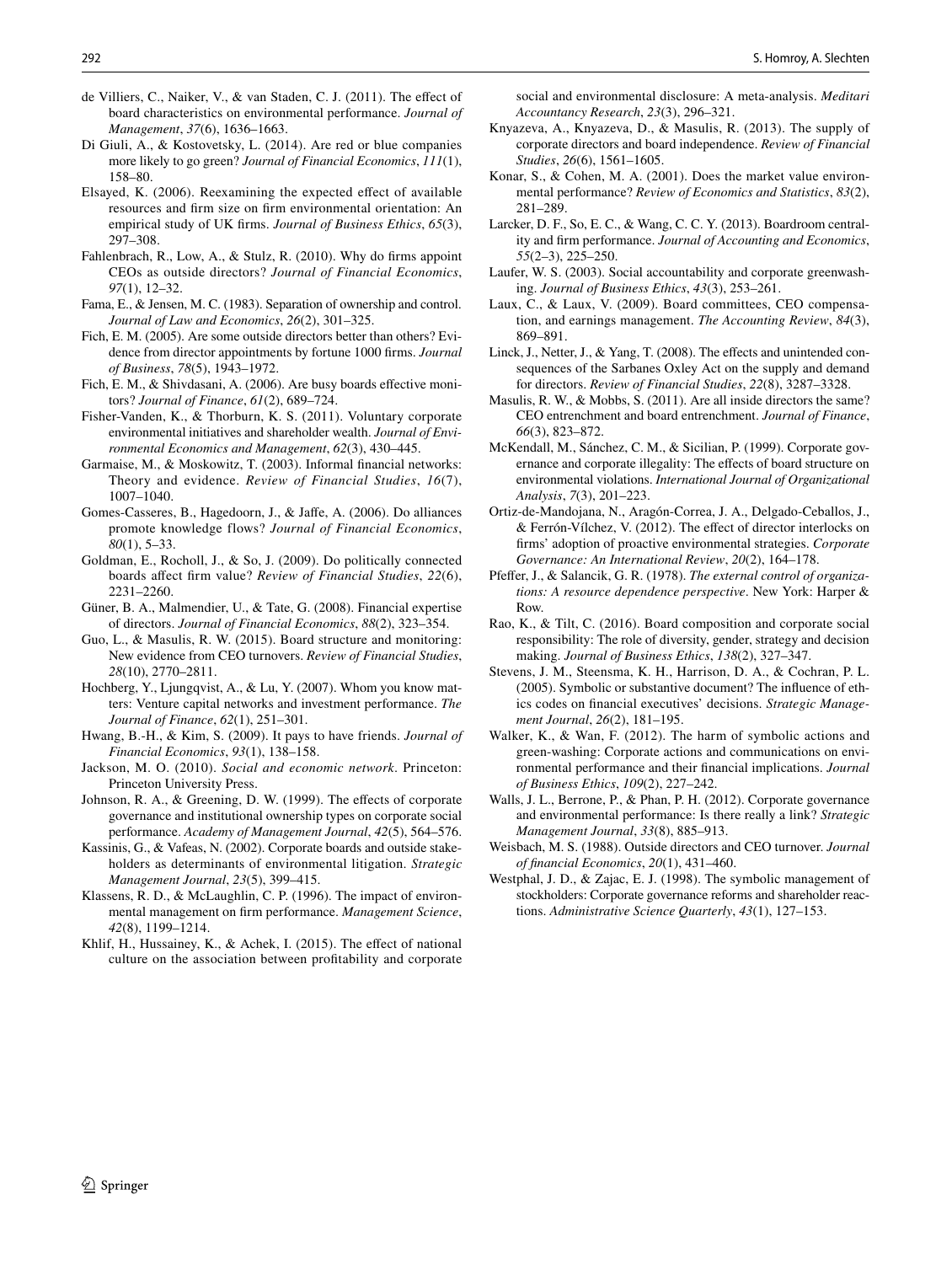de Villiers, C., Naiker, V., & van Staden, C. J. (2011). The effect of board characteristics on environmental performance. *Journal of Management*, *37*(6), 1636–1663.

Di Giuli, A., & Kostovetsky, L. (2014). Are red or blue companies more likely to go green? *Journal of Financial Economics*, *111*(1), 158–80.

Elsayed, K. (2006). Reexamining the expected effect of available resources and firm size on firm environmental orientation: An empirical study of UK firms. *Journal of Business Ethics*, *65*(3), 297–308.

Fahlenbrach, R., Low, A., & Stulz, R. (2010). Why do firms appoint CEOs as outside directors? *Journal of Financial Economics*, *97*(1), 12–32.

Fama, E., & Jensen, M. C. (1983). Separation of ownership and control. *Journal of Law and Economics*, *26*(2), 301–325.

Fich, E. M. (2005). Are some outside directors better than others? Evidence from director appointments by fortune 1000 firms. *Journal of Business*, *78*(5), 1943–1972.

Fich, E. M., & Shivdasani, A. (2006). Are busy boards effective monitors? *Journal of Finance*, *61*(2), 689–724.

Fisher-Vanden, K., & Thorburn, K. S. (2011). Voluntary corporate environmental initiatives and shareholder wealth. *Journal of Environmental Economics and Management*, *62*(3), 430–445.

Garmaise, M., & Moskowitz, T. (2003). Informal financial networks: Theory and evidence. *Review of Financial Studies*, *16*(7), 1007–1040.

Gomes-Casseres, B., Hagedoorn, J., & Jaffe, A. (2006). Do alliances promote knowledge flows? *Journal of Financial Economics*, *80*(1), 5–33.

Goldman, E., Rocholl, J., & So, J. (2009). Do politically connected boards affect firm value? *Review of Financial Studies*, *22*(6), 2231–2260.

Güner, B. A., Malmendier, U., & Tate, G. (2008). Financial expertise of directors. *Journal of Financial Economics*, *88*(2), 323–354.

Guo, L., & Masulis, R. W. (2015). Board structure and monitoring: New evidence from CEO turnovers. *Review of Financial Studies*, *28*(10), 2770–2811.

Hochberg, Y., Ljungqvist, A., & Lu, Y. (2007). Whom you know matters: Venture capital networks and investment performance. *The Journal of Finance*, *62*(1), 251–301.

Hwang, B.-H., & Kim, S. (2009). It pays to have friends. *Journal of Financial Economics*, *93*(1), 138–158.

Jackson, M. O. (2010). *Social and economic network*. Princeton: Princeton University Press.

Johnson, R. A., & Greening, D. W. (1999). The effects of corporate governance and institutional ownership types on corporate social performance. *Academy of Management Journal*, *42*(5), 564–576.

Kassinis, G., & Vafeas, N. (2002). Corporate boards and outside stakeholders as determinants of environmental litigation. *Strategic Management Journal*, *23*(5), 399–415.

Klassens, R. D., & McLaughlin, C. P. (1996). The impact of environmental management on firm performance. *Management Science*, *42*(8), 1199–1214.

Khlif, H., Hussainey, K., & Achek, I. (2015). The effect of national culture on the association between profitability and corporate social and environmental disclosure: A meta-analysis. *Meditari Accountancy Research*, *23*(3), 296–321.

Knyazeva, A., Knyazeva, D., & Masulis, R. (2013). The supply of corporate directors and board independence. *Review of Financial Studies*, *26*(6), 1561–1605.

Konar, S., & Cohen, M. A. (2001). Does the market value environmental performance? *Review of Economics and Statistics*, *83*(2), 281–289.

Larcker, D. F., So, E. C., & Wang, C. C. Y. (2013). Boardroom centrality and firm performance. *Journal of Accounting and Economics*, *55*(2–3), 225–250.

Laufer, W. S. (2003). Social accountability and corporate greenwashing. *Journal of Business Ethics*, *43*(3), 253–261.

Laux, C., & Laux, V. (2009). Board committees, CEO compensation, and earnings management. *The Accounting Review*, *84*(3), 869–891.

Linck, J., Netter, J., & Yang, T. (2008). The effects and unintended consequences of the Sarbanes Oxley Act on the supply and demand for directors. *Review of Financial Studies*, *22*(8), 3287–3328.

Masulis, R. W., & Mobbs, S. (2011). Are all inside directors the same? CEO entrenchment and board entrenchment. *Journal of Finance*, *66*(3), 823–872.

McKendall, M., Sánchez, C. M., & Sicilian, P. (1999). Corporate governance and corporate illegality: The effects of board structure on environmental violations. *International Journal of Organizational Analysis*, *7*(3), 201–223.

Ortiz-de-Mandojana, N., Aragón-Correa, J. A., Delgado-Ceballos, J., & Ferrón-Vílchez, V. (2012). The effect of director interlocks on firms' adoption of proactive environmental strategies. *Corporate Governance: An International Review*, *20*(2), 164–178.

Pfeffer, J., & Salancik, G. R. (1978). *The external control of organizations: A resource dependence perspective*. New York: Harper & Row.

Rao, K., & Tilt, C. (2016). Board composition and corporate social responsibility: The role of diversity, gender, strategy and decision making. *Journal of Business Ethics*, *138*(2), 327–347.

Stevens, J. M., Steensma, K. H., Harrison, D. A., & Cochran, P. L. (2005). Symbolic or substantive document? The influence of ethics codes on financial executives' decisions. *Strategic Management Journal*, *26*(2), 181–195.

Walker, K., & Wan, F. (2012). The harm of symbolic actions and green-washing: Corporate actions and communications on environmental performance and their financial implications. *Journal of Business Ethics*, *109*(2), 227–242.

Walls, J. L., Berrone, P., & Phan, P. H. (2012). Corporate governance and environmental performance: Is there really a link? *Strategic Management Journal*, *33*(8), 885–913.

Weisbach, M. S. (1988). Outside directors and CEO turnover. *Journal of financial Economics*, *20*(1), 431–460.

Westphal, J. D., & Zajac, E. J. (1998). The symbolic management of stockholders: Corporate governance reforms and shareholder reactions. *Administrative Science Quarterly*, *43*(1), 127–153.